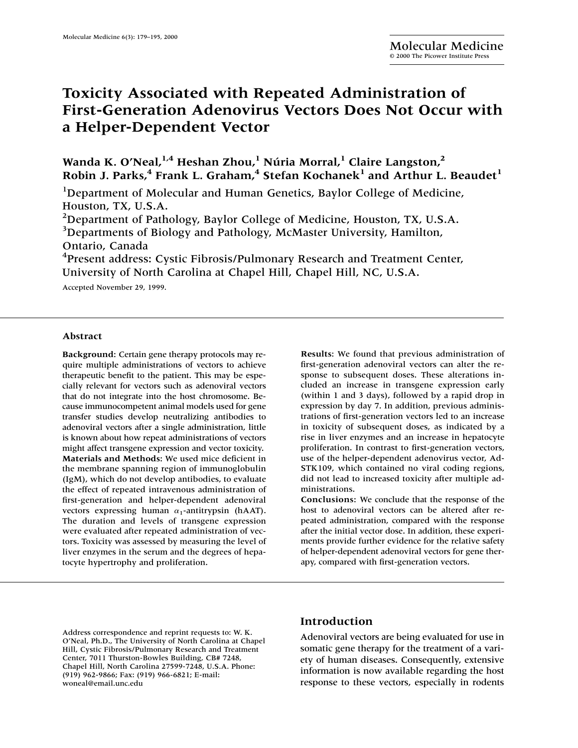# Toxicity Associated with Repeated Administration of First-Generation Adenovirus Vectors Does Not Occur with a Helper-Dependent Vector

**Wanda K. O'Neal,[1,4] Heshan Zhou,[1] Núria Morral,[1] Claire Langston,[2] Robin J. Parks,[4] Frank L. Graham,[4] Stefan Kochanek[1] and Arthur L. Beaudet[1]**

[1]Department of Molecular and Human Genetics, Baylor College of Medicine, Houston, TX, U.S.A.
[2]Department of Pathology, Baylor College of Medicine, Houston, TX, U.S.A.
[3]Departments of Biology and Pathology, McMaster University, Hamilton, Ontario, Canada
[4]Present address: Cystic Fibrosis/Pulmonary Research and Treatment Center, University of North Carolina at Chapel Hill, Chapel Hill, NC, U.S.A.

Accepted November 29, 1999.

## Abstract

**Background:** Certain gene therapy protocols may require multiple administrations of vectors to achieve therapeutic benefit to the patient. This may be especially relevant for vectors such as adenoviral vectors that do not integrate into the host chromosome. Because immunocompetent animal models used for gene transfer studies develop neutralizing antibodies to adenoviral vectors after a single administration, little is known about how repeat administrations of vectors might affect transgene expression and vector toxicity.

**Materials and Methods:** We used mice deficient in the membrane spanning region of immunoglobulin (IgM), which do not develop antibodies, to evaluate the effect of repeated intravenous administration of first-generation and helper-dependent adenoviral vectors expressing human $\alpha_1$-antitrypsin (hAAT). The duration and levels of transgene expression were evaluated after repeated administration of vectors. Toxicity was assessed by measuring the level of liver enzymes in the serum and the degrees of hepatocyte hypertrophy and proliferation.

**Results:** We found that previous administration of first-generation adenoviral vectors can alter the response to subsequent doses. These alterations included an increase in transgene expression early (within 1 and 3 days), followed by a rapid drop in expression by day 7. In addition, previous administrations of first-generation vectors led to an increase in toxicity of subsequent doses, as indicated by a rise in liver enzymes and an increase in hepatocyte proliferation. In contrast to first-generation vectors, use of the helper-dependent adenovirus vector, AdSTK109, which contained no viral coding regions, did not lead to increased toxicity after multiple administrations.

**Conclusions:** We conclude that the response of the host to adenoviral vectors can be altered after repeated administration, compared with the response after the initial vector dose. In addition, these experiments provide further evidence for the relative safety of helper-dependent adenoviral vectors for gene therapy, compared with first-generation vectors.

Address correspondence and reprint requests to: W. K. O'Neal, Ph.D., The University of North Carolina at Chapel Hill, Cystic Fibrosis/Pulmonary Research and Treatment Center, 7011 Thurston-Bowles Building, CB# 7248, Chapel Hill, North Carolina 27599-7248, U.S.A. Phone: (919) 962-9866; Fax: (919) 966-6821; E-mail: woneal@email.unc.edu

## Introduction

Adenoviral vectors are being evaluated for use in somatic gene therapy for the treatment of a variety of human diseases. Consequently, extensive information is now available regarding the host response to these vectors, especially in rodents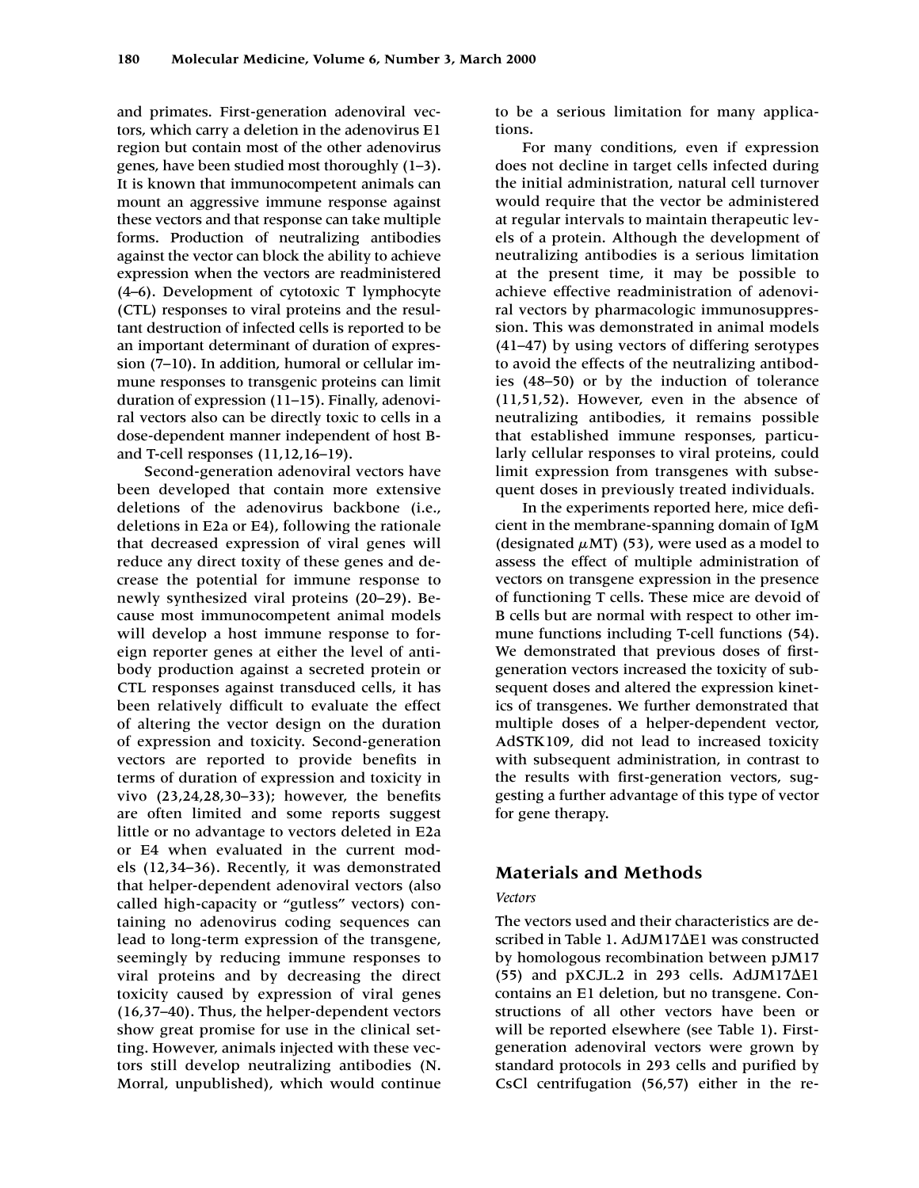and primates. First-generation adenoviral vectors, which carry a deletion in the adenovirus E1 region but contain most of the other adenovirus genes, have been studied most thoroughly (1–3). It is known that immunocompetent animals can mount an aggressive immune response against these vectors and that response can take multiple forms. Production of neutralizing antibodies against the vector can block the ability to achieve expression when the vectors are readministered (4–6). Development of cytotoxic T lymphocyte (CTL) responses to viral proteins and the resultant destruction of infected cells is reported to be an important determinant of duration of expression (7–10). In addition, humoral or cellular immune responses to transgenic proteins can limit duration of expression (11–15). Finally, adenoviral vectors also can be directly toxic to cells in a dose-dependent manner independent of host B- and T-cell responses (11,12,16–19).

Second-generation adenoviral vectors have been developed that contain more extensive deletions of the adenovirus backbone (i.e., deletions in E2a or E4), following the rationale that decreased expression of viral genes will reduce any direct toxity of these genes and decrease the potential for immune response to newly synthesized viral proteins (20–29). Because most immunocompetent animal models will develop a host immune response to foreign reporter genes at either the level of antibody production against a secreted protein or CTL responses against transduced cells, it has been relatively difficult to evaluate the effect of altering the vector design on the duration of expression and toxicity. Second-generation vectors are reported to provide benefits in terms of duration of expression and toxicity in vivo (23,24,28,30–33); however, the benefits are often limited and some reports suggest little or no advantage to vectors deleted in E2a or E4 when evaluated in the current models (12,34–36). Recently, it was demonstrated that helper-dependent adenoviral vectors (also called high-capacity or "gutless" vectors) containing no adenovirus coding sequences can lead to long-term expression of the transgene, seemingly by reducing immune responses to viral proteins and by decreasing the direct toxicity caused by expression of viral genes (16,37–40). Thus, the helper-dependent vectors show great promise for use in the clinical setting. However, animals injected with these vectors still develop neutralizing antibodies (N. Morral, unpublished), which would continue to be a serious limitation for many applications.

For many conditions, even if expression does not decline in target cells infected during the initial administration, natural cell turnover would require that the vector be administered at regular intervals to maintain therapeutic levels of a protein. Although the development of neutralizing antibodies is a serious limitation at the present time, it may be possible to achieve effective readministration of adenoviral vectors by pharmacologic immunosuppression. This was demonstrated in animal models (41–47) by using vectors of differing serotypes to avoid the effects of the neutralizing antibodies (48–50) or by the induction of tolerance (11,51,52). However, even in the absence of neutralizing antibodies, it remains possible that established immune responses, particularly cellular responses to viral proteins, could limit expression from transgenes with subsequent doses in previously treated individuals.

In the experiments reported here, mice deficient in the membrane-spanning domain of IgM (designated $\mu$MT) (53), were used as a model to assess the effect of multiple administration of vectors on transgene expression in the presence of functioning T cells. These mice are devoid of B cells but are normal with respect to other immune functions including T-cell functions (54). We demonstrated that previous doses of first-generation vectors increased the toxicity of subsequent doses and altered the expression kinetics of transgenes. We further demonstrated that multiple doses of a helper-dependent vector, AdSTK109, did not lead to increased toxicity with subsequent administration, in contrast to the results with first-generation vectors, suggesting a further advantage of this type of vector for gene therapy.

## Materials and Methods

### *Vectors*

The vectors used and their characteristics are described in Table 1. AdJM17ΔE1 was constructed by homologous recombination between pJM17 (55) and pXCJL.2 in 293 cells. AdJM17ΔE1 contains an E1 deletion, but no transgene. Constructions of all other vectors have been or will be reported elsewhere (see Table 1). First-generation adenoviral vectors were grown by standard protocols in 293 cells and purified by CsCl centrifugation (56,57) either in the re-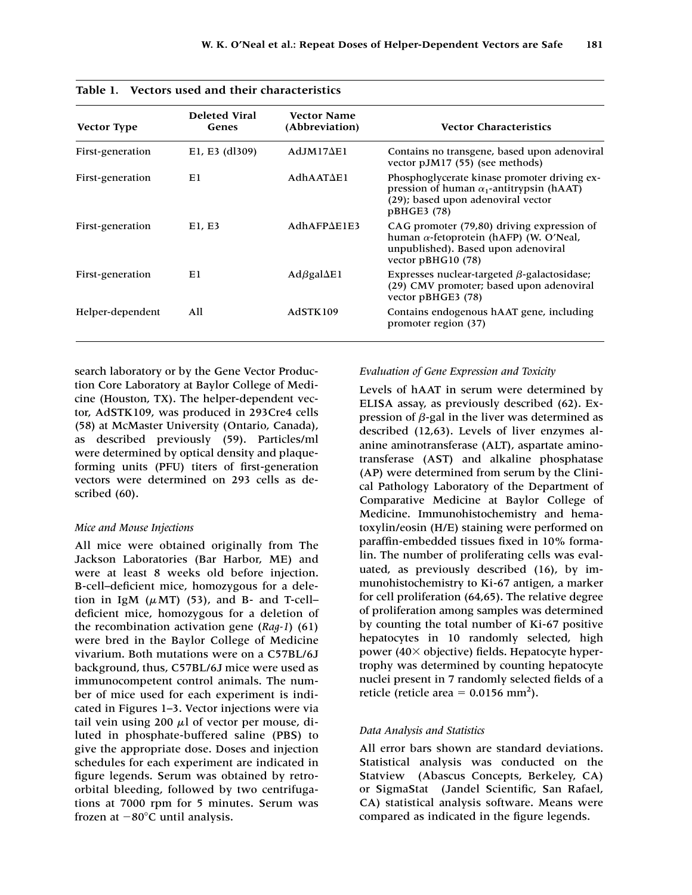**Table 1. Vectors used and their characteristics**

| Vector Type | Deleted Viral Genes | Vector Name (Abbreviation) | Vector Characteristics |
|---|---|---|---|
| First-generation | E1, E3 (dl309) | AdJM17ΔE1 | Contains no transgene, based upon adenoviral vector pJM17 (55) (see methods) |
| First-generation | E1 | AdhAATΔE1 | Phosphoglycerate kinase promoter driving expression of human $\alpha_1$-antitrypsin (hAAT) (29); based upon adenoviral vector pBHGE3 (78) |
| First-generation | E1, E3 | AdhAFPΔE1E3 | CAG promoter (79,80) driving expression of human $\alpha$-fetoprotein (hAFP) (W. O'Neal, unpublished). Based upon adenoviral vector pBHG10 (78) |
| First-generation | E1 | Ad$\beta$galΔE1 | Expresses nuclear-targeted $\beta$-galactosidase; (29) CMV promoter; based upon adenoviral vector pBHGE3 (78) |
| Helper-dependent | All | AdSTK109 | Contains endogenous hAAT gene, including promoter region (37) |

search laboratory or by the Gene Vector Production Core Laboratory at Baylor College of Medicine (Houston, TX). The helper-dependent vector, AdSTK109, was produced in 293Cre4 cells (58) at McMaster University (Ontario, Canada), as described previously (59). Particles/ml were determined by optical density and plaque-forming units (PFU) titers of first-generation vectors were determined on 293 cells as described (60).

*Mice and Mouse Injections*

All mice were obtained originally from The Jackson Laboratories (Bar Harbor, ME) and were at least 8 weeks old before injection. B-cell–deficient mice, homozygous for a deletion in IgM ($\mu$MT) (53), and B- and T-cell–deficient mice, homozygous for a deletion of the recombination activation gene (*Rag-1*) (61) were bred in the Baylor College of Medicine vivarium. Both mutations were on a C57BL/6J background, thus, C57BL/6J mice were used as immunocompetent control animals. The number of mice used for each experiment is indicated in Figures 1–3. Vector injections were via tail vein using 200 $\mu$l of vector per mouse, diluted in phosphate-buffered saline (PBS) to give the appropriate dose. Doses and injection schedules for each experiment are indicated in figure legends. Serum was obtained by retro-orbital bleeding, followed by two centrifugations at 7000 rpm for 5 minutes. Serum was frozen at −80°C until analysis.

*Evaluation of Gene Expression and Toxicity*

Levels of hAAT in serum were determined by ELISA assay, as previously described (62). Expression of $\beta$-gal in the liver was determined as described (12,63). Levels of liver enzymes alanine aminotransferase (ALT), aspartate aminotransferase (AST) and alkaline phosphatase (AP) were determined from serum by the Clinical Pathology Laboratory of the Department of Comparative Medicine at Baylor College of Medicine. Immunohistochemistry and hematoxylin/eosin (H/E) staining were performed on paraffin-embedded tissues fixed in 10% formalin. The number of proliferating cells was evaluated, as previously described (16), by immunohistochemistry to Ki-67 antigen, a marker for cell proliferation (64,65). The relative degree of proliferation among samples was determined by counting the total number of Ki-67 positive hepatocytes in 10 randomly selected, high power (40× objective) fields. Hepatocyte hypertrophy was determined by counting hepatocyte nuclei present in 7 randomly selected fields of a reticle (reticle area = 0.0156 mm$^2$).

*Data Analysis and Statistics*

All error bars shown are standard deviations. Statistical analysis was conducted on the Statview (Abascus Concepts, Berkeley, CA) or SigmaStat (Jandel Scientific, San Rafael, CA) statistical analysis software. Means were compared as indicated in the figure legends.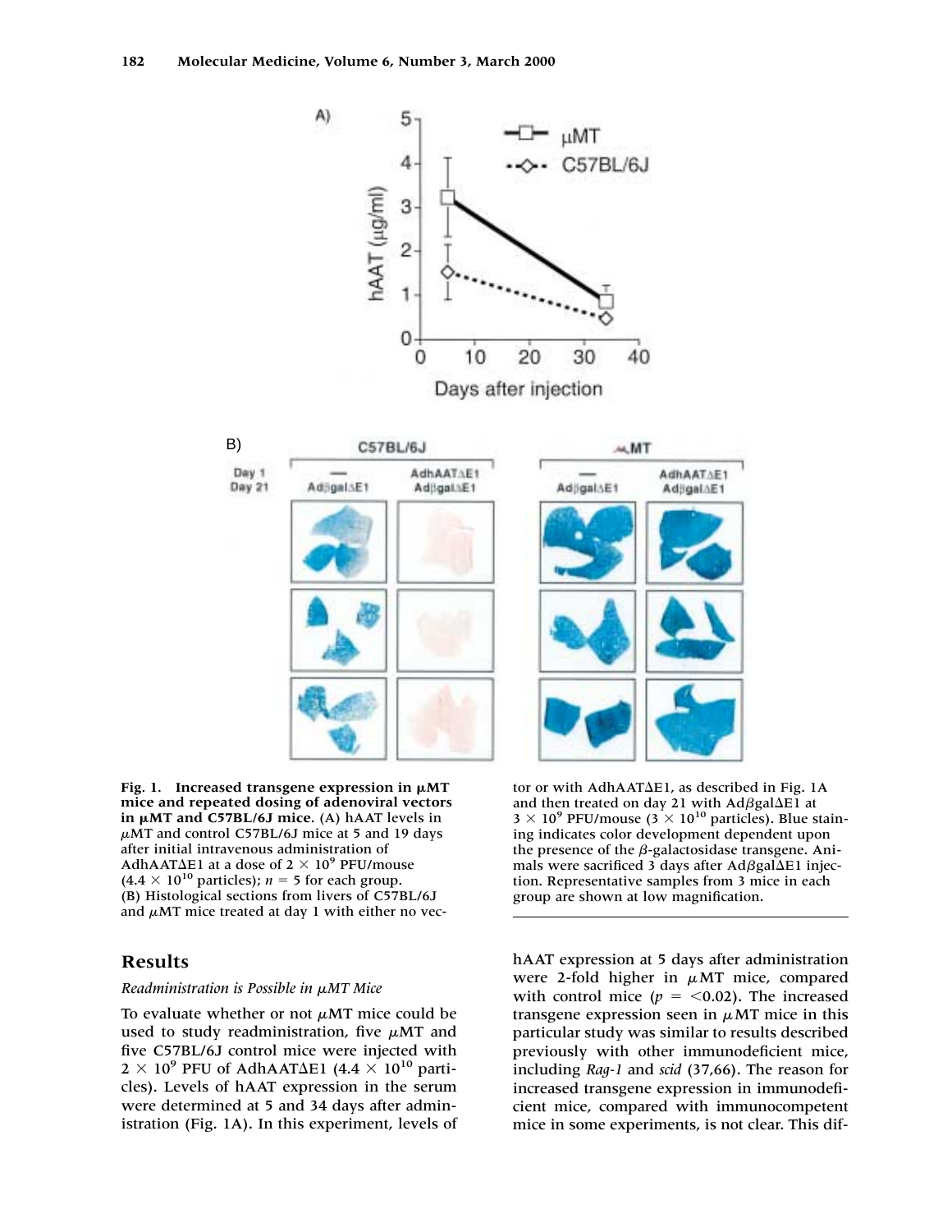**Fig. 1. Increased transgene expression in μMT mice and repeated dosing of adenoviral vectors in μMT and C57BL/6J mice.** (A) hAAT levels in μMT and control C57BL/6J mice at 5 and 19 days after initial intravenous administration of AdhAATΔE1 at a dose of $2 \times 10^9$ PFU/mouse ($4.4 \times 10^{10}$ particles); $n = 5$ for each group. (B) Histological sections from livers of C57BL/6J and μMT mice treated at day 1 with either no vector or with AdhAATΔE1, as described in Fig. 1A and then treated on day 21 with AdβgalΔE1 at $3 \times 10^9$ PFU/mouse ($3 \times 10^{10}$ particles). Blue staining indicates color development dependent upon the presence of the β-galactosidase transgene. Animals were sacrificed 3 days after AdβgalΔE1 injection. Representative samples from 3 mice in each group are shown at low magnification.

## Results

### *Readministration is Possible in μMT Mice*

To evaluate whether or not μMT mice could be used to study readministration, five μMT and five C57BL/6J control mice were injected with $2 \times 10^9$ PFU of AdhAATΔE1 ($4.4 \times 10^{10}$ particles). Levels of hAAT expression in the serum were determined at 5 and 34 days after administration (Fig. 1A). In this experiment, levels of hAAT expression at 5 days after administration were 2-fold higher in μMT mice, compared with control mice ($p = <0.02$). The increased transgene expression seen in μMT mice in this particular study was similar to results described previously with other immunodeficient mice, including *Rag-1* and *scid* (37,66). The reason for increased transgene expression in immunodeficient mice, compared with immunocompetent mice in some experiments, is not clear. This dif-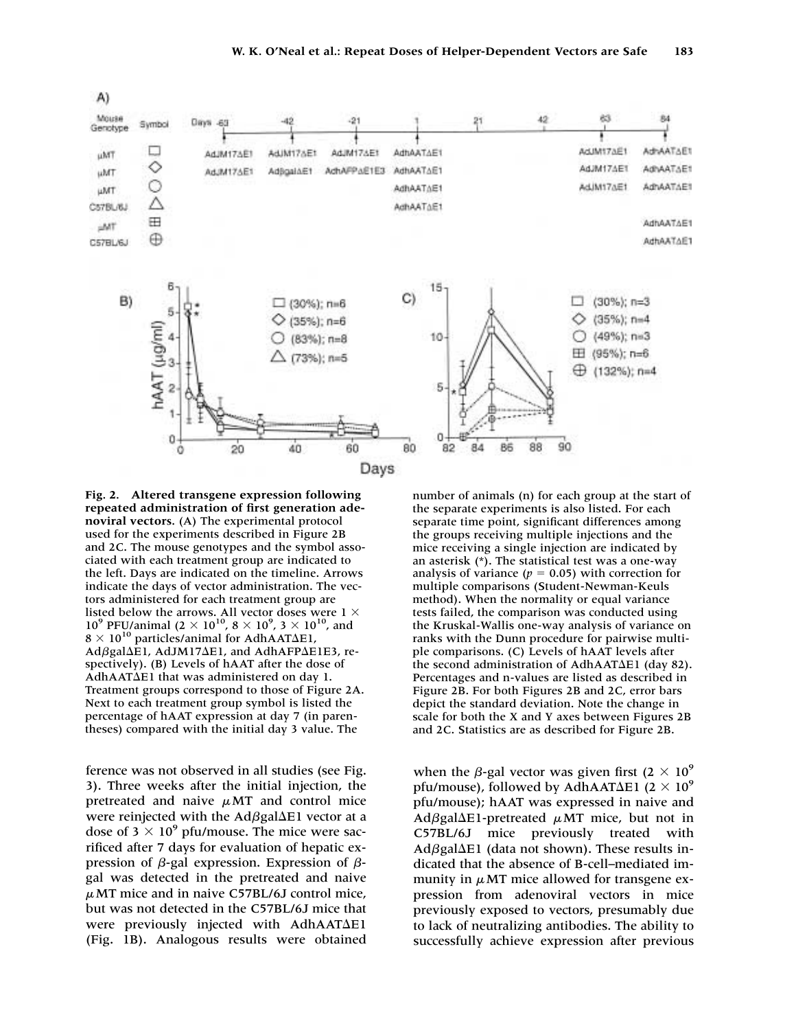**Fig. 2. Altered transgene expression following repeated administration of first generation adenoviral vectors.** (A) The experimental protocol used for the experiments described in Figure 2B and 2C. The mouse genotypes and the symbol associated with each treatment group are indicated to the left. Days are indicated on the timeline. Arrows indicate the days of vector administration. The vectors administered for each treatment group are listed below the arrows. All vector doses were $1 \times 10^9$ PFU/animal ($2 \times 10^{10}$, $8 \times 10^9$, $3 \times 10^{10}$, and $8 \times 10^{10}$ particles/animal for AdhAATΔE1, AdβgalΔE1, AdJM17ΔE1, and AdhAFPΔE1E3, respectively). (B) Levels of hAAT after the dose of AdhAATΔE1 that was administered on day 1. Treatment groups correspond to those of Figure 2A. Next to each treatment group symbol is listed the percentage of hAAT expression at day 7 (in parentheses) compared with the initial day 3 value. The number of animals (n) for each group at the start of the separate experiments is also listed. For each separate time point, significant differences among the groups receiving multiple injections and the mice receiving a single injection are indicated by an asterisk (*). The statistical test was a one-way analysis of variance ($p = 0.05$) with correction for multiple comparisons (Student-Newman-Keuls method). When the normality or equal variance tests failed, the comparison was conducted using the Kruskal-Wallis one-way analysis of variance on ranks with the Dunn procedure for pairwise multiple comparisons. (C) Levels of hAAT levels after the second administration of AdhAATΔE1 (day 82). Percentages and n-values are listed as described in Figure 2B. For both Figures 2B and 2C, error bars depict the standard deviation. Note the change in scale for both the X and Y axes between Figures 2B and 2C. Statistics are as described for Figure 2B.

ference was not observed in all studies (see Fig. 3). Three weeks after the initial injection, the pretreated and naive μMT and control mice were reinjected with the AdβgalΔE1 vector at a dose of $3 \times 10^9$ pfu/mouse. The mice were sacrificed after 7 days for evaluation of hepatic expression of β-gal expression. Expression of β-gal was detected in the pretreated and naive μMT mice and in naive C57BL/6J control mice, but was not detected in the C57BL/6J mice that were previously injected with AdhAATΔE1 (Fig. 1B). Analogous results were obtained when the β-gal vector was given first ($2 \times 10^9$ pfu/mouse), followed by AdhAATΔE1 ($2 \times 10^9$ pfu/mouse); hAAT was expressed in naive and AdβgalΔE1-pretreated μMT mice, but not in C57BL/6J mice previously treated with AdβgalΔE1 (data not shown). These results indicated that the absence of B-cell–mediated immunity in μMT mice allowed for transgene expression from adenoviral vectors in mice previously exposed to vectors, presumably due to lack of neutralizing antibodies. The ability to successfully achieve expression after previous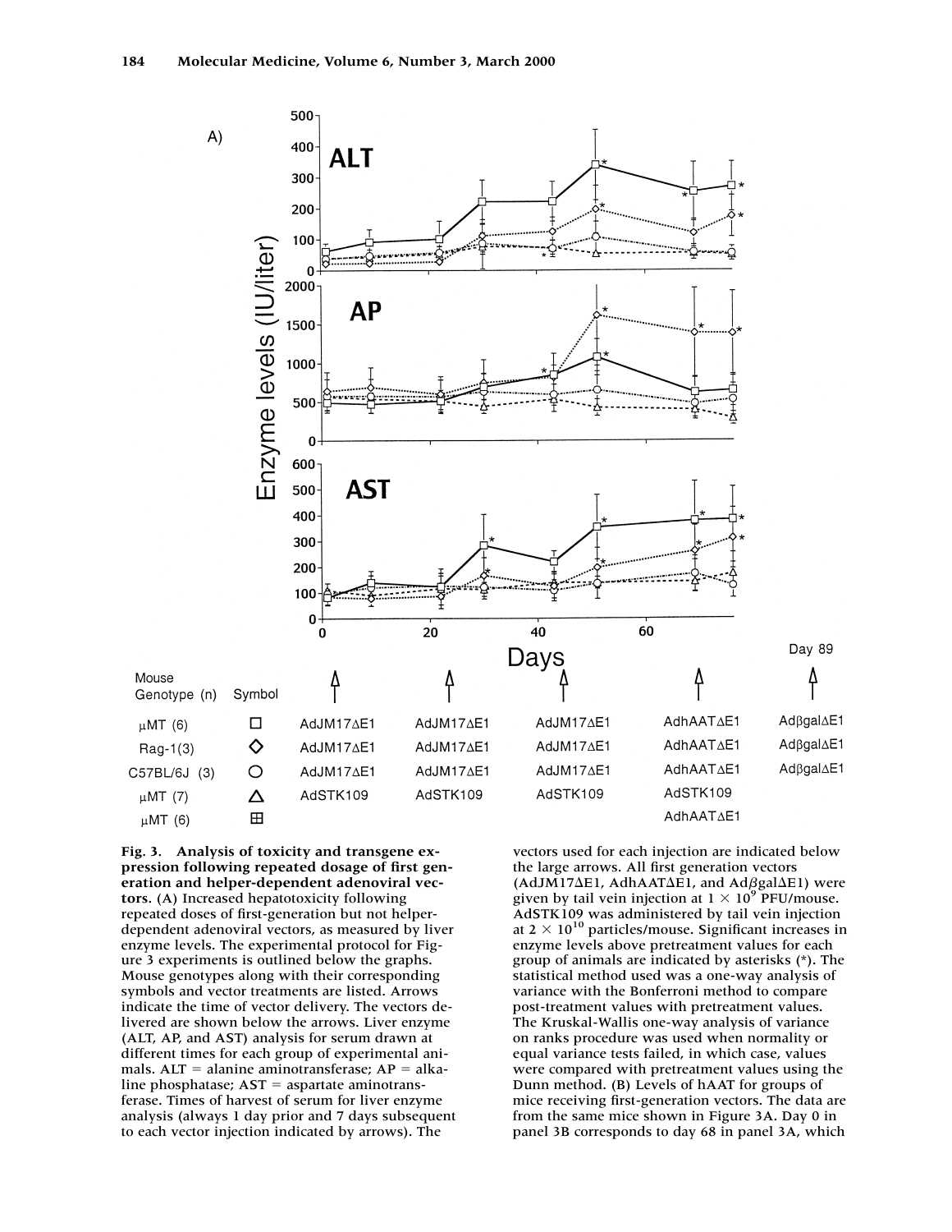| Mouse Genotype (n) | Symbol | | | | | Day 89 |
|---|---|---|---|---|---|---|
| μMT (6) | □ | AdJM17ΔE1 | AdJM17ΔE1 | AdJM17ΔE1 | AdhAATΔE1 | AdβgalΔE1 |
| Rag-1(3) | ◇ | AdJM17ΔE1 | AdJM17ΔE1 | AdJM17ΔE1 | AdhAATΔE1 | AdβgalΔE1 |
| C57BL/6J (3) | ○ | AdJM17ΔE1 | AdJM17ΔE1 | AdJM17ΔE1 | AdhAATΔE1 | AdβgalΔE1 |
| μMT (7) | △ | AdSTK109 | AdSTK109 | AdSTK109 | AdSTK109 | |
| μMT (6) | ⊞ | | | | AdhAATΔE1 | |

**Fig. 3. Analysis of toxicity and transgene expression following repeated dosage of first generation and helper-dependent adenoviral vectors.** (A) Increased hepatotoxicity following repeated doses of first-generation but not helper-dependent adenoviral vectors, as measured by liver enzyme levels. The experimental protocol for Figure 3 experiments is outlined below the graphs. Mouse genotypes along with their corresponding symbols and vector treatments are listed. Arrows indicate the time of vector delivery. The vectors delivered are shown below the arrows. Liver enzyme (ALT, AP, and AST) analysis for serum drawn at different times for each group of experimental animals. ALT = alanine aminotransferase; AP = alkaline phosphatase; AST = aspartate aminotransferase. Times of harvest of serum for liver enzyme analysis (always 1 day prior and 7 days subsequent to each vector injection indicated by arrows). The vectors used for each injection are indicated below the large arrows. All first generation vectors (AdJM17ΔE1, AdhAATΔE1, and AdβgalΔE1) were given by tail vein injection at $1 \times 10^9$ PFU/mouse. AdSTK109 was administered by tail vein injection at $2 \times 10^{10}$ particles/mouse. Significant increases in enzyme levels above pretreatment values for each group of animals are indicated by asterisks (*). The statistical method used was a one-way analysis of variance with the Bonferroni method to compare post-treatment values with pretreatment values. The Kruskal-Wallis one-way analysis of variance on ranks procedure was used when normality or equal variance tests failed, in which case, values were compared with pretreatment values using the Dunn method. (B) Levels of hAAT for groups of mice receiving first-generation vectors. The data are from the same mice shown in Figure 3A. Day 0 in panel 3B corresponds to day 68 in panel 3A, which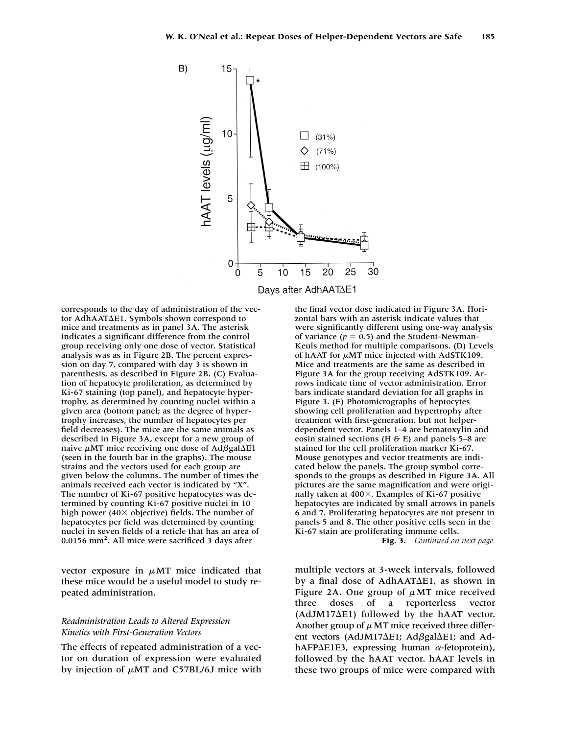corresponds to the day of administration of the vector AdhAATΔE1. Symbols shown correspond to mice and treatments as in panel 3A. The asterisk indicates a significant difference from the control group receiving only one dose of vector. Statistical analysis was as in Figure 2B. The percent expression on day 7, compared with day 3 is shown in parenthesis, as described in Figure 2B. (C) Evaluation of hepatocyte proliferation, as determined by Ki-67 staining (top panel), and hepatocyte hypertrophy, as determined by counting nuclei within a given area (bottom panel; as the degree of hypertrophy increases, the number of hepatocytes per field decreases). The mice are the same animals as described in Figure 3A, except for a new group of naive $\mu$MT mice receiving one dose of Ad$\beta$galΔE1 (seen in the fourth bar in the graphs). The mouse strains and the vectors used for each group are given below the columns. The number of times the animals received each vector is indicated by "X". The number of Ki-67 positive hepatocytes was determined by counting Ki-67 positive nuclei in 10 high power (40× objective) fields. The number of hepatocytes per field was determined by counting nuclei in seven fields of a reticle that has an area of 0.0156 mm$^2$. All mice were sacrificed 3 days after the final vector dose indicated in Figure 3A. Horizontal bars with an asterisk indicate values that were significantly different using one-way analysis of variance ($p = 0.5$) and the Student-Newman-Keuls method for multiple comparisons. (D) Levels of hAAT for $\mu$MT mice injected with AdSTK109. Mice and treatments are the same as described in Figure 3A for the group receiving AdSTK109. Arrows indicate time of vector administration. Error bars indicate standard deviation for all graphs in Figure 3. (E) Photomicrographs of heptocytes showing cell proliferation and hypertrophy after treatment with first-generation, but not helper-dependent vector. Panels 1–4 are hematoxylin and eosin stained sections (H & E) and panels 5–8 are stained for the cell proliferation marker Ki-67. Mouse genotypes and vector treatments are indicated below the panels. The group symbol corresponds to the groups as described in Figure 3A. All pictures are the same magnification and were originally taken at 400×. Examples of Ki-67 positive hepatocytes are indicated by small arrows in panels 6 and 7. Proliferating hepatocytes are not present in panels 5 and 8. The other positive cells seen in the Ki-67 stain are proliferating immune cells.

**Fig. 3.** *Continued on next page.*

vector exposure in $\mu$MT mice indicated that these mice would be a useful model to study repeated administration.

### *Readministration Leads to Altered Expression Kinetics with First-Generation Vectors*

The effects of repeated administration of a vector on duration of expression were evaluated by injection of $\mu$MT and C57BL/6J mice with multiple vectors at 3-week intervals, followed by a final dose of AdhAATΔE1, as shown in Figure 2A. One group of $\mu$MT mice received three doses of a reporterless vector (AdJM17ΔE1) followed by the hAAT vector. Another group of $\mu$MT mice received three different vectors (AdJM17ΔE1; Ad$\beta$galΔE1; and AdhAFPΔE1E3, expressing human $\alpha$-fetoprotein), followed by the hAAT vector. hAAT levels in these two groups of mice were compared with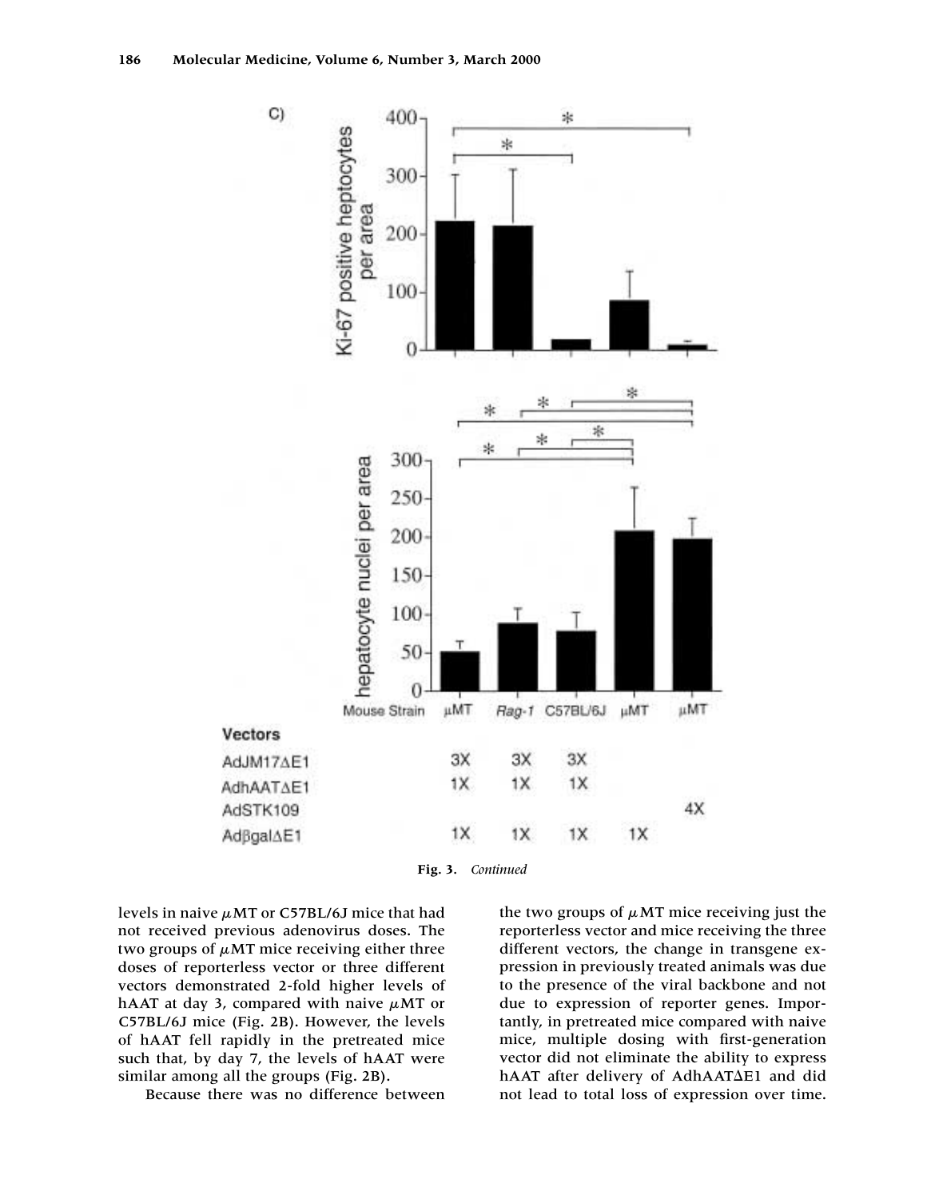Fig. 3. *Continued*

levels in naive μMT or C57BL/6J mice that had not received previous adenovirus doses. The two groups of μMT mice receiving either three doses of reporterless vector or three different vectors demonstrated 2-fold higher levels of hAAT at day 3, compared with naive μMT or C57BL/6J mice (Fig. 2B). However, the levels of hAAT fell rapidly in the pretreated mice such that, by day 7, the levels of hAAT were similar among all the groups (Fig. 2B).

Because there was no difference between the two groups of μMT mice receiving just the reporterless vector and mice receiving the three different vectors, the change in transgene expression in previously treated animals was due to the presence of the viral backbone and not due to expression of reporter genes. Importantly, in pretreated mice compared with naive mice, multiple dosing with first-generation vector did not eliminate the ability to express hAAT after delivery of AdhAATΔE1 and did not lead to total loss of expression over time.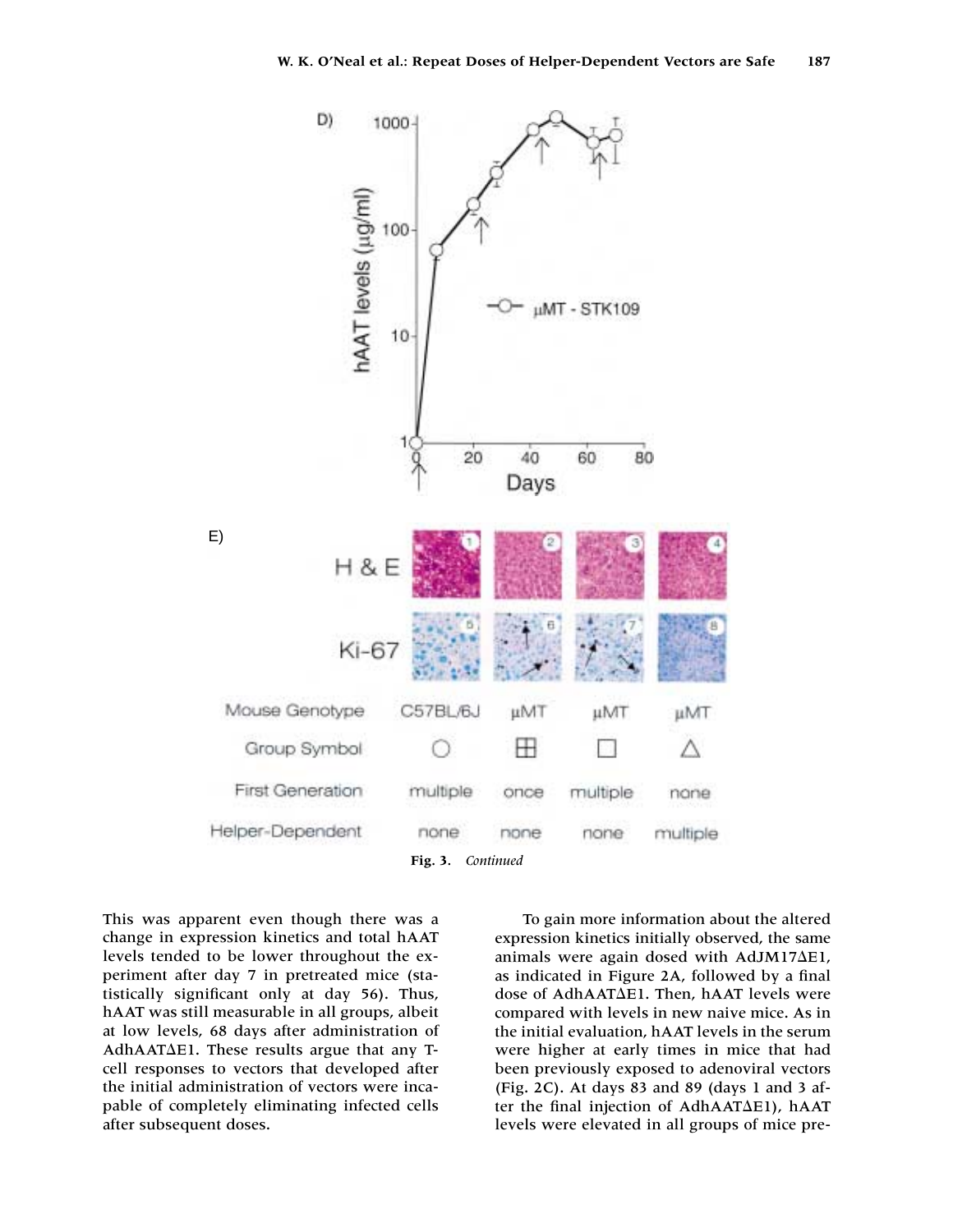Fig. 3. *Continued*

This was apparent even though there was a change in expression kinetics and total hAAT levels tended to be lower throughout the experiment after day 7 in pretreated mice (statistically significant only at day 56). Thus, hAAT was still measurable in all groups, albeit at low levels, 68 days after administration of AdhAATΔE1. These results argue that any T-cell responses to vectors that developed after the initial administration of vectors were incapable of completely eliminating infected cells after subsequent doses.

To gain more information about the altered expression kinetics initially observed, the same animals were again dosed with AdJM17ΔE1, as indicated in Figure 2A, followed by a final dose of AdhAATΔE1. Then, hAAT levels were compared with levels in new naive mice. As in the initial evaluation, hAAT levels in the serum were higher at early times in mice that had been previously exposed to adenoviral vectors (Fig. 2C). At days 83 and 89 (days 1 and 3 after the final injection of AdhAATΔE1), hAAT levels were elevated in all groups of mice pre-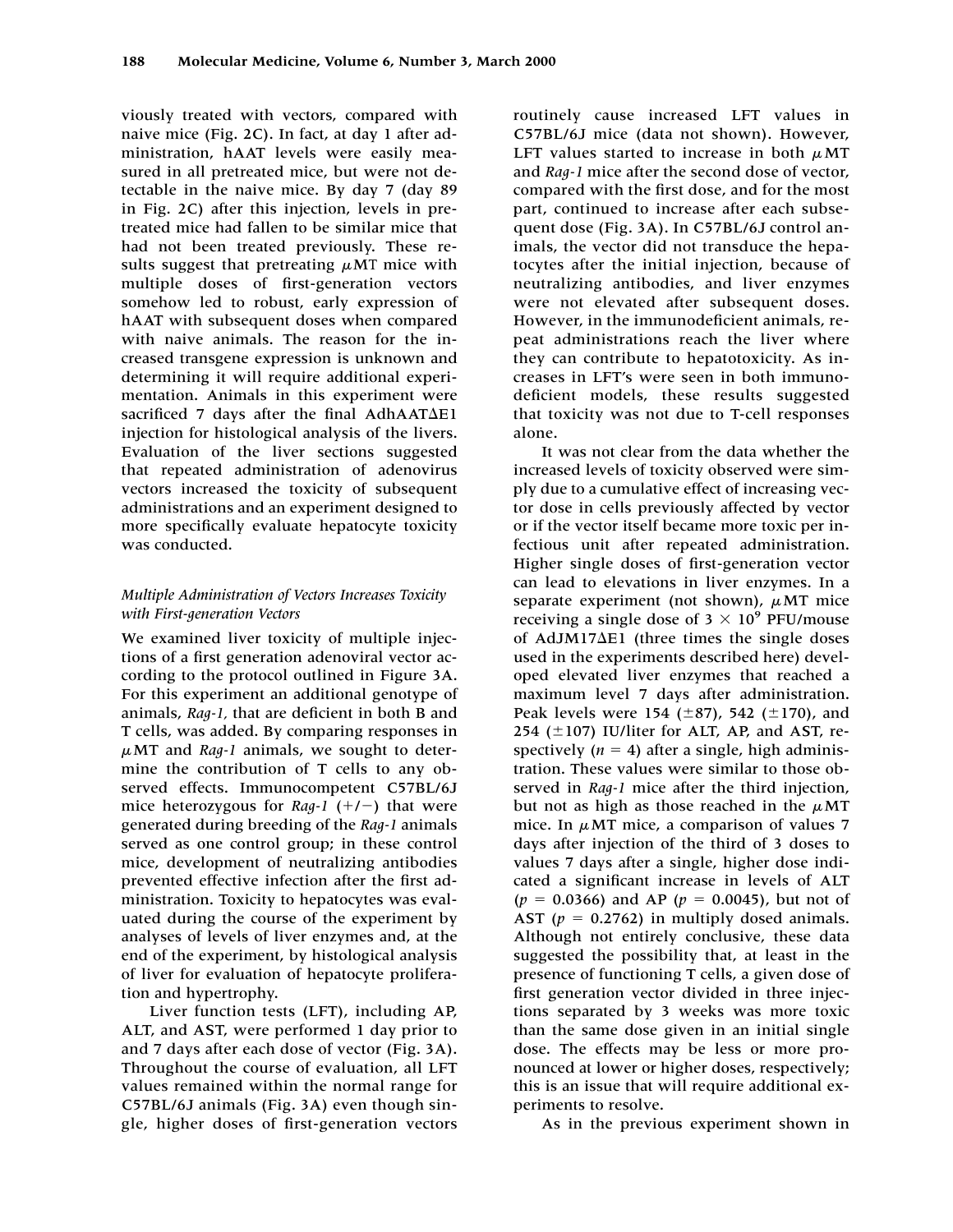viously treated with vectors, compared with naive mice (Fig. 2C). In fact, at day 1 after administration, hAAT levels were easily measured in all pretreated mice, but were not detectable in the naive mice. By day 7 (day 89 in Fig. 2C) after this injection, levels in pretreated mice had fallen to be similar mice that had not been treated previously. These results suggest that pretreating μMT mice with multiple doses of first-generation vectors somehow led to robust, early expression of hAAT with subsequent doses when compared with naive animals. The reason for the increased transgene expression is unknown and determining it will require additional experimentation. Animals in this experiment were sacrificed 7 days after the final AdhAATΔE1 injection for histological analysis of the livers. Evaluation of the liver sections suggested that repeated administration of adenovirus vectors increased the toxicity of subsequent administrations and an experiment designed to more specifically evaluate hepatocyte toxicity was conducted.

### *Multiple Administration of Vectors Increases Toxicity with First-generation Vectors*

We examined liver toxicity of multiple injections of a first generation adenoviral vector according to the protocol outlined in Figure 3A. For this experiment an additional genotype of animals, *Rag-1,* that are deficient in both B and T cells, was added. By comparing responses in μMT and *Rag-1* animals, we sought to determine the contribution of T cells to any observed effects. Immunocompetent C57BL/6J mice heterozygous for *Rag-1* (+/−) that were generated during breeding of the *Rag-1* animals served as one control group; in these control mice, development of neutralizing antibodies prevented effective infection after the first administration. Toxicity to hepatocytes was evaluated during the course of the experiment by analyses of levels of liver enzymes and, at the end of the experiment, by histological analysis of liver for evaluation of hepatocyte proliferation and hypertrophy.

Liver function tests (LFT), including AP, ALT, and AST, were performed 1 day prior to and 7 days after each dose of vector (Fig. 3A). Throughout the course of evaluation, all LFT values remained within the normal range for C57BL/6J animals (Fig. 3A) even though single, higher doses of first-generation vectors routinely cause increased LFT values in C57BL/6J mice (data not shown). However, LFT values started to increase in both μMT and *Rag-1* mice after the second dose of vector, compared with the first dose, and for the most part, continued to increase after each subsequent dose (Fig. 3A). In C57BL/6J control animals, the vector did not transduce the hepatocytes after the initial injection, because of neutralizing antibodies, and liver enzymes were not elevated after subsequent doses. However, in the immunodeficient animals, repeat administrations reach the liver where they can contribute to hepatotoxicity. As increases in LFT's were seen in both immunodeficient models, these results suggested that toxicity was not due to T-cell responses alone.

It was not clear from the data whether the increased levels of toxicity observed were simply due to a cumulative effect of increasing vector dose in cells previously affected by vector or if the vector itself became more toxic per infectious unit after repeated administration. Higher single doses of first-generation vector can lead to elevations in liver enzymes. In a separate experiment (not shown), μMT mice receiving a single dose of $3 \times 10^9$ PFU/mouse of AdJM17ΔE1 (three times the single doses used in the experiments described here) developed elevated liver enzymes that reached a maximum level 7 days after administration. Peak levels were 154 (±87), 542 (±170), and 254 (±107) IU/liter for ALT, AP, and AST, respectively ($n = 4$) after a single, high administration. These values were similar to those observed in *Rag-1* mice after the third injection, but not as high as those reached in the μMT mice. In μMT mice, a comparison of values 7 days after injection of the third of 3 doses to values 7 days after a single, higher dose indicated a significant increase in levels of ALT ($p = 0.0366$) and AP ($p = 0.0045$), but not of AST ($p = 0.2762$) in multiply dosed animals. Although not entirely conclusive, these data suggested the possibility that, at least in the presence of functioning T cells, a given dose of first generation vector divided in three injections separated by 3 weeks was more toxic than the same dose given in an initial single dose. The effects may be less or more pronounced at lower or higher doses, respectively; this is an issue that will require additional experiments to resolve.

As in the previous experiment shown in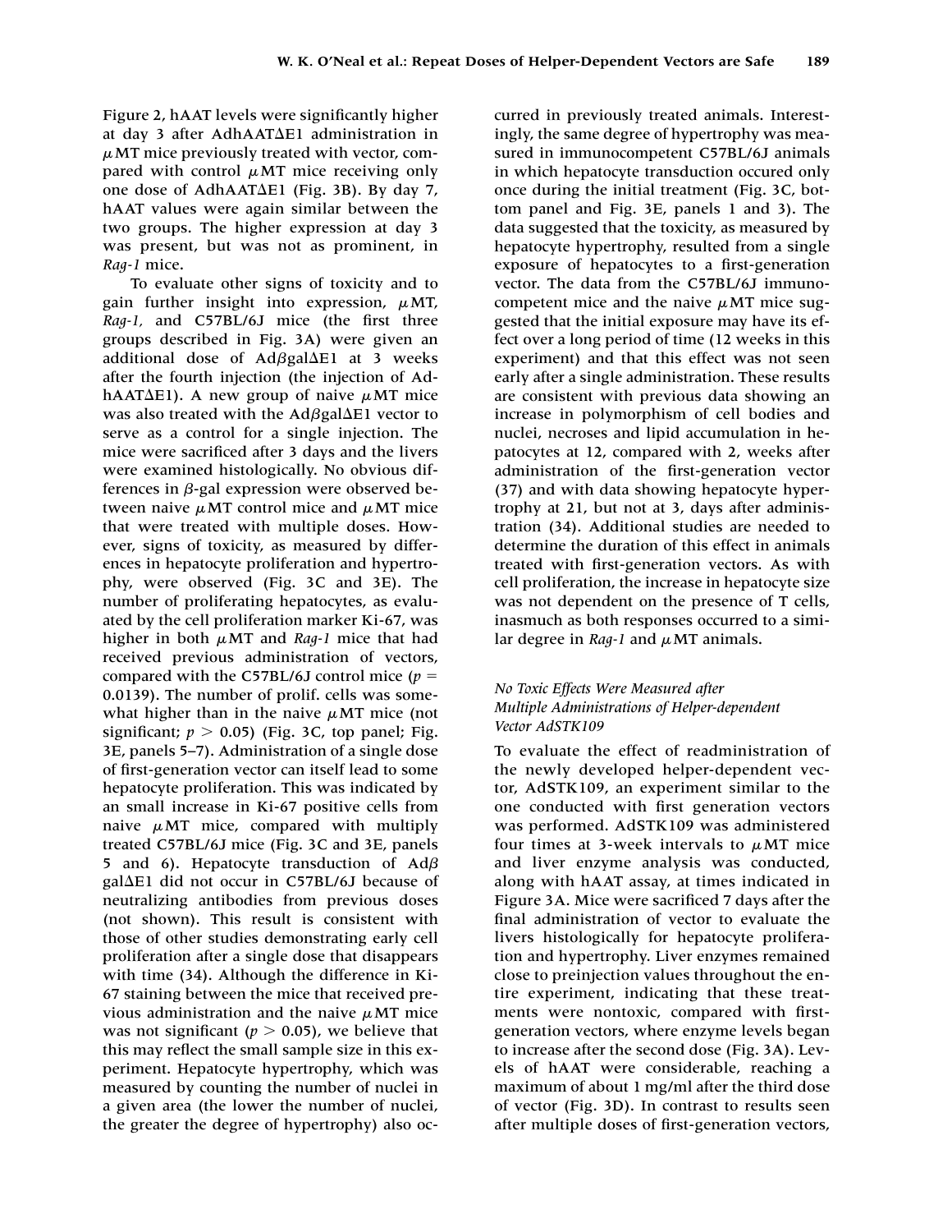Figure 2, hAAT levels were significantly higher at day 3 after AdhAATΔE1 administration in μMT mice previously treated with vector, compared with control μMT mice receiving only one dose of AdhAATΔE1 (Fig. 3B). By day 7, hAAT values were again similar between the two groups. The higher expression at day 3 was present, but was not as prominent, in *Rag-1* mice.

To evaluate other signs of toxicity and to gain further insight into expression, μMT, *Rag-1,* and C57BL/6J mice (the first three groups described in Fig. 3A) were given an additional dose of AdβgalΔE1 at 3 weeks after the fourth injection (the injection of AdhAATΔE1). A new group of naive μMT mice was also treated with the AdβgalΔE1 vector to serve as a control for a single injection. The mice were sacrificed after 3 days and the livers were examined histologically. No obvious differences in β-gal expression were observed between naive μMT control mice and μMT mice that were treated with multiple doses. However, signs of toxicity, as measured by differences in hepatocyte proliferation and hypertrophy, were observed (Fig. 3C and 3E). The number of proliferating hepatocytes, as evaluated by the cell proliferation marker Ki-67, was higher in both μMT and *Rag-1* mice that had received previous administration of vectors, compared with the C57BL/6J control mice ($p = 0.0139$). The number of prolif. cells was somewhat higher than in the naive μMT mice (not significant; $p > 0.05$) (Fig. 3C, top panel; Fig. 3E, panels 5–7). Administration of a single dose of first-generation vector can itself lead to some hepatocyte proliferation. This was indicated by an small increase in Ki-67 positive cells from naive μMT mice, compared with multiply treated C57BL/6J mice (Fig. 3C and 3E, panels 5 and 6). Hepatocyte transduction of AdβgalΔE1 did not occur in C57BL/6J because of neutralizing antibodies from previous doses (not shown). This result is consistent with those of other studies demonstrating early cell proliferation after a single dose that disappears with time (34). Although the difference in Ki-67 staining between the mice that received previous administration and the naive μMT mice was not significant ($p > 0.05$), we believe that this may reflect the small sample size in this experiment. Hepatocyte hypertrophy, which was measured by counting the number of nuclei in a given area (the lower the number of nuclei, the greater the degree of hypertrophy) also occurred in previously treated animals. Interestingly, the same degree of hypertrophy was measured in immunocompetent C57BL/6J animals in which hepatocyte transduction occured only once during the initial treatment (Fig. 3C, bottom panel and Fig. 3E, panels 1 and 3). The data suggested that the toxicity, as measured by hepatocyte hypertrophy, resulted from a single exposure of hepatocytes to a first-generation vector. The data from the C57BL/6J immunocompetent mice and the naive μMT mice suggested that the initial exposure may have its effect over a long period of time (12 weeks in this experiment) and that this effect was not seen early after a single administration. These results are consistent with previous data showing an increase in polymorphism of cell bodies and nuclei, necroses and lipid accumulation in hepatocytes at 12, compared with 2, weeks after administration of the first-generation vector (37) and with data showing hepatocyte hypertrophy at 21, but not at 3, days after administration (34). Additional studies are needed to determine the duration of this effect in animals treated with first-generation vectors. As with cell proliferation, the increase in hepatocyte size was not dependent on the presence of T cells, inasmuch as both responses occurred to a similar degree in *Rag-1* and μMT animals.

### *No Toxic Effects Were Measured after Multiple Administrations of Helper-dependent Vector AdSTK109*

To evaluate the effect of readministration of the newly developed helper-dependent vector, AdSTK109, an experiment similar to the one conducted with first generation vectors was performed. AdSTK109 was administered four times at 3-week intervals to μMT mice and liver enzyme analysis was conducted, along with hAAT assay, at times indicated in Figure 3A. Mice were sacrificed 7 days after the final administration of vector to evaluate the livers histologically for hepatocyte proliferation and hypertrophy. Liver enzymes remained close to preinjection values throughout the entire experiment, indicating that these treatments were nontoxic, compared with first-generation vectors, where enzyme levels began to increase after the second dose (Fig. 3A). Levels of hAAT were considerable, reaching a maximum of about 1 mg/ml after the third dose of vector (Fig. 3D). In contrast to results seen after multiple doses of first-generation vectors,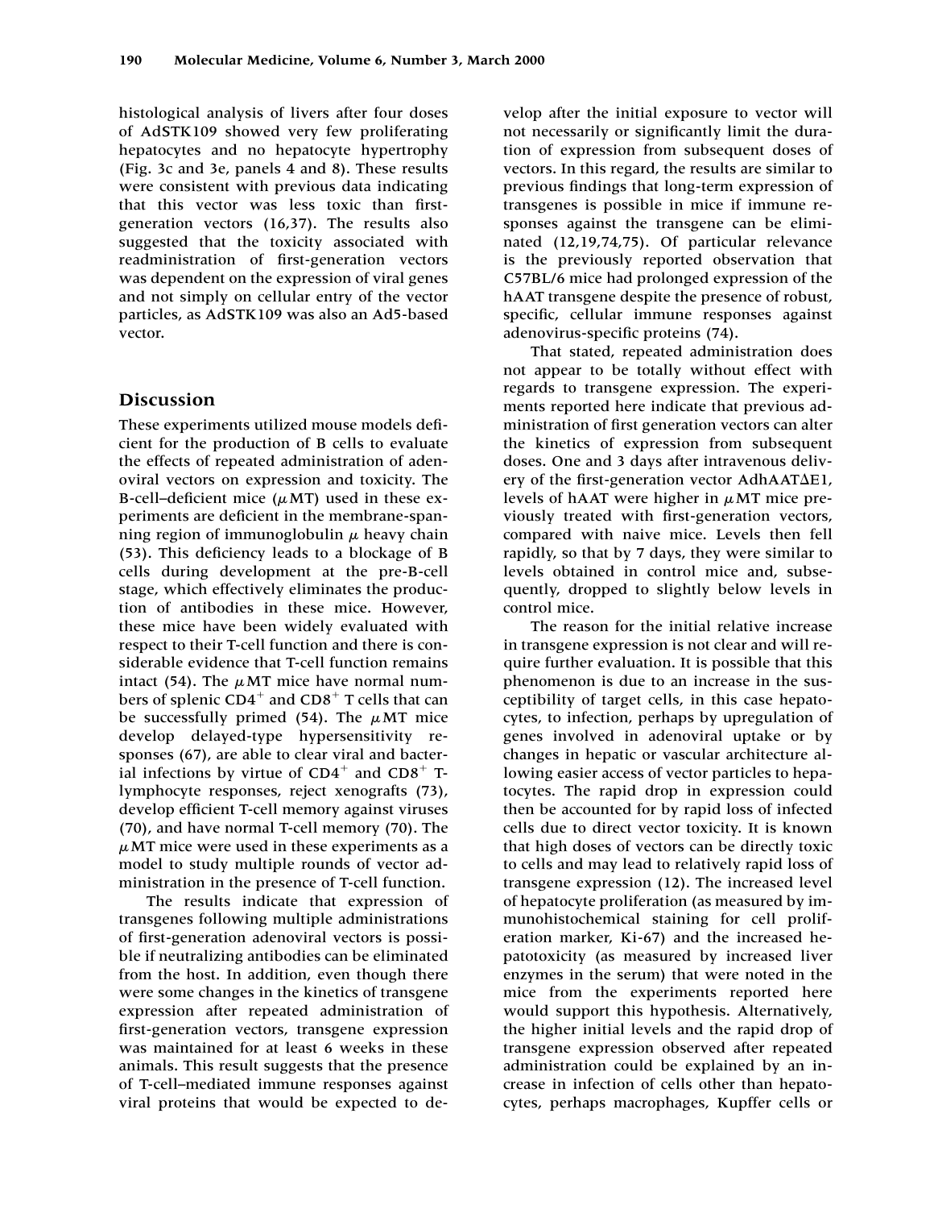histological analysis of livers after four doses of AdSTK109 showed very few proliferating hepatocytes and no hepatocyte hypertrophy (Fig. 3c and 3e, panels 4 and 8). These results were consistent with previous data indicating that this vector was less toxic than first-generation vectors (16,37). The results also suggested that the toxicity associated with readministration of first-generation vectors was dependent on the expression of viral genes and not simply on cellular entry of the vector particles, as AdSTK109 was also an Ad5-based vector.

## Discussion

These experiments utilized mouse models deficient for the production of B cells to evaluate the effects of repeated administration of adenoviral vectors on expression and toxicity. The B-cell–deficient mice ($\mu$MT) used in these experiments are deficient in the membrane-spanning region of immunoglobulin $\mu$ heavy chain (53). This deficiency leads to a blockage of B cells during development at the pre-B-cell stage, which effectively eliminates the production of antibodies in these mice. However, these mice have been widely evaluated with respect to their T-cell function and there is considerable evidence that T-cell function remains intact (54). The $\mu$MT mice have normal numbers of splenic $CD4^+$ and $CD8^+$ T cells that can be successfully primed (54). The $\mu$MT mice develop delayed-type hypersensitivity responses (67), are able to clear viral and bacterial infections by virtue of $CD4^+$ and $CD8^+$ T-lymphocyte responses, reject xenografts (73), develop efficient T-cell memory against viruses (70), and have normal T-cell memory (70). The $\mu$MT mice were used in these experiments as a model to study multiple rounds of vector administration in the presence of T-cell function.

The results indicate that expression of transgenes following multiple administrations of first-generation adenoviral vectors is possible if neutralizing antibodies can be eliminated from the host. In addition, even though there were some changes in the kinetics of transgene expression after repeated administration of first-generation vectors, transgene expression was maintained for at least 6 weeks in these animals. This result suggests that the presence of T-cell–mediated immune responses against viral proteins that would be expected to develop after the initial exposure to vector will not necessarily or significantly limit the duration of expression from subsequent doses of vectors. In this regard, the results are similar to previous findings that long-term expression of transgenes is possible in mice if immune responses against the transgene can be eliminated (12,19,74,75). Of particular relevance is the previously reported observation that C57BL/6 mice had prolonged expression of the hAAT transgene despite the presence of robust, specific, cellular immune responses against adenovirus-specific proteins (74).

That stated, repeated administration does not appear to be totally without effect with regards to transgene expression. The experiments reported here indicate that previous administration of first generation vectors can alter the kinetics of expression from subsequent doses. One and 3 days after intravenous delivery of the first-generation vector AdhAAT$\Delta$E1, levels of hAAT were higher in $\mu$MT mice previously treated with first-generation vectors, compared with naive mice. Levels then fell rapidly, so that by 7 days, they were similar to levels obtained in control mice and, subsequently, dropped to slightly below levels in control mice.

The reason for the initial relative increase in transgene expression is not clear and will require further evaluation. It is possible that this phenomenon is due to an increase in the susceptibility of target cells, in this case hepatocytes, to infection, perhaps by upregulation of genes involved in adenoviral uptake or by changes in hepatic or vascular architecture allowing easier access of vector particles to hepatocytes. The rapid drop in expression could then be accounted for by rapid loss of infected cells due to direct vector toxicity. It is known that high doses of vectors can be directly toxic to cells and may lead to relatively rapid loss of transgene expression (12). The increased level of hepatocyte proliferation (as measured by immunohistochemical staining for cell proliferation marker, Ki-67) and the increased hepatotoxicity (as measured by increased liver enzymes in the serum) that were noted in the mice from the experiments reported here would support this hypothesis. Alternatively, the higher initial levels and the rapid drop of transgene expression observed after repeated administration could be explained by an increase in infection of cells other than hepatocytes, perhaps macrophages, Kupffer cells or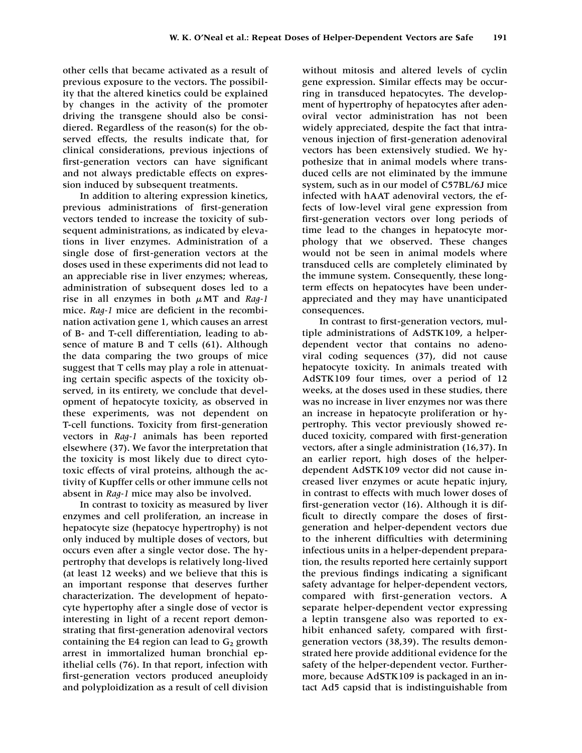other cells that became activated as a result of previous exposure to the vectors. The possibility that the altered kinetics could be explained by changes in the activity of the promoter driving the transgene should also be considiered. Regardless of the reason(s) for the observed effects, the results indicate that, for clinical considerations, previous injections of first-generation vectors can have significant and not always predictable effects on expression induced by subsequent treatments.

In addition to altering expression kinetics, previous administrations of first-generation vectors tended to increase the toxicity of subsequent administrations, as indicated by elevations in liver enzymes. Administration of a single dose of first-generation vectors at the doses used in these experiments did not lead to an appreciable rise in liver enzymes; whereas, administration of subsequent doses led to a rise in all enzymes in both $\mu$MT and *Rag-1* mice. *Rag-1* mice are deficient in the recombination activation gene 1, which causes an arrest of B- and T-cell differentiation, leading to absence of mature B and T cells (61). Although the data comparing the two groups of mice suggest that T cells may play a role in attenuating certain specific aspects of the toxicity observed, in its entirety, we conclude that development of hepatocyte toxicity, as observed in these experiments, was not dependent on T-cell functions. Toxicity from first-generation vectors in *Rag-1* animals has been reported elsewhere (37). We favor the interpretation that the toxicity is most likely due to direct cytotoxic effects of viral proteins, although the activity of Kupffer cells or other immune cells not absent in *Rag-1* mice may also be involved.

In contrast to toxicity as measured by liver enzymes and cell proliferation, an increase in hepatocyte size (hepatocye hypertrophy) is not only induced by multiple doses of vectors, but occurs even after a single vector dose. The hypertrophy that develops is relatively long-lived (at least 12 weeks) and we believe that this is an important response that deserves further characterization. The development of hepatocyte hypertophy after a single dose of vector is interesting in light of a recent report demonstrating that first-generation adenoviral vectors containing the E4 region can lead to $G_2$ growth arrest in immortalized human bronchial epithelial cells (76). In that report, infection with first-generation vectors produced aneuploidy and polyploidization as a result of cell division without mitosis and altered levels of cyclin gene expression. Similar effects may be occurring in transduced hepatocytes. The development of hypertrophy of hepatocytes after adenoviral vector administration has not been widely appreciated, despite the fact that intravenous injection of first-generation adenoviral vectors has been extensively studied. We hypothesize that in animal models where transduced cells are not eliminated by the immune system, such as in our model of C57BL/6J mice infected with hAAT adenoviral vectors, the effects of low-level viral gene expression from first-generation vectors over long periods of time lead to the changes in hepatocyte morphology that we observed. These changes would not be seen in animal models where transduced cells are completely eliminated by the immune system. Consequently, these long-term effects on hepatocytes have been underappreciated and they may have unanticipated consequences.

In contrast to first-generation vectors, multiple administrations of AdSTK109, a helper-dependent vector that contains no adenoviral coding sequences (37), did not cause hepatocyte toxicity. In animals treated with AdSTK109 four times, over a period of 12 weeks, at the doses used in these studies, there was no increase in liver enzymes nor was there an increase in hepatocyte proliferation or hypertrophy. This vector previously showed reduced toxicity, compared with first-generation vectors, after a single administration (16,37). In an earlier report, high doses of the helper-dependent AdSTK109 vector did not cause increased liver enzymes or acute hepatic injury, in contrast to effects with much lower doses of first-generation vector (16). Although it is difficult to directly compare the doses of first-generation and helper-dependent vectors due to the inherent difficulties with determining infectious units in a helper-dependent preparation, the results reported here certainly support the previous findings indicating a significant safety advantage for helper-dependent vectors, compared with first-generation vectors. A separate helper-dependent vector expressing a leptin transgene also was reported to exhibit enhanced safety, compared with first-generation vectors (38,39). The results demonstrated here provide additional evidence for the safety of the helper-dependent vector. Furthermore, because AdSTK109 is packaged in an intact Ad5 capsid that is indistinguishable from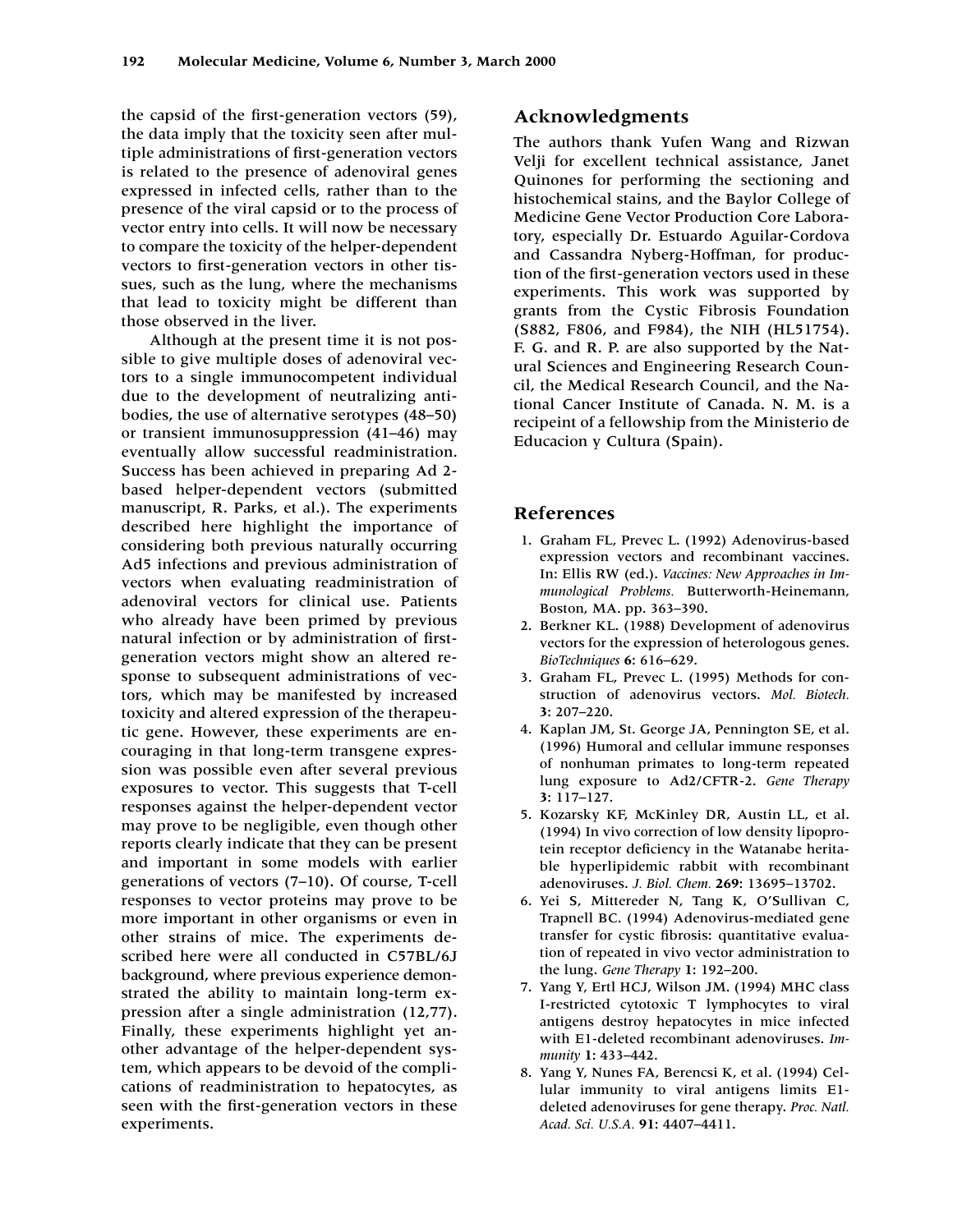the capsid of the first-generation vectors (59), the data imply that the toxicity seen after multiple administrations of first-generation vectors is related to the presence of adenoviral genes expressed in infected cells, rather than to the presence of the viral capsid or to the process of vector entry into cells. It will now be necessary to compare the toxicity of the helper-dependent vectors to first-generation vectors in other tissues, such as the lung, where the mechanisms that lead to toxicity might be different than those observed in the liver.

Although at the present time it is not possible to give multiple doses of adenoviral vectors to a single immunocompetent individual due to the development of neutralizing antibodies, the use of alternative serotypes (48–50) or transient immunosuppression (41–46) may eventually allow successful readministration. Success has been achieved in preparing Ad 2-based helper-dependent vectors (submitted manuscript, R. Parks, et al.). The experiments described here highlight the importance of considering both previous naturally occurring Ad5 infections and previous administration of vectors when evaluating readministration of adenoviral vectors for clinical use. Patients who already have been primed by previous natural infection or by administration of first-generation vectors might show an altered response to subsequent administrations of vectors, which may be manifested by increased toxicity and altered expression of the therapeutic gene. However, these experiments are encouraging in that long-term transgene expression was possible even after several previous exposures to vector. This suggests that T-cell responses against the helper-dependent vector may prove to be negligible, even though other reports clearly indicate that they can be present and important in some models with earlier generations of vectors (7–10). Of course, T-cell responses to vector proteins may prove to be more important in other organisms or even in other strains of mice. The experiments described here were all conducted in C57BL/6J background, where previous experience demonstrated the ability to maintain long-term expression after a single administration (12,77). Finally, these experiments highlight yet another advantage of the helper-dependent system, which appears to be devoid of the complications of readministration to hepatocytes, as seen with the first-generation vectors in these experiments.

## Acknowledgments

The authors thank Yufen Wang and Rizwan Velji for excellent technical assistance, Janet Quinones for performing the sectioning and histochemical stains, and the Baylor College of Medicine Gene Vector Production Core Laboratory, especially Dr. Estuardo Aguilar-Cordova and Cassandra Nyberg-Hoffman, for production of the first-generation vectors used in these experiments. This work was supported by grants from the Cystic Fibrosis Foundation (S882, F806, and F984), the NIH (HL51754). F. G. and R. P. are also supported by the Natural Sciences and Engineering Research Council, the Medical Research Council, and the National Cancer Institute of Canada. N. M. is a recipeint of a fellowship from the Ministerio de Educacion y Cultura (Spain).

## References

1. Graham FL, Prevec L. (1992) Adenovirus-based expression vectors and recombinant vaccines. In: Ellis RW (ed.). *Vaccines: New Approaches in Immunological Problems.* Butterworth-Heinemann, Boston, MA. pp. 363–390.
2. Berkner KL. (1988) Development of adenovirus vectors for the expression of heterologous genes. *BioTechniques* **6:** 616–629.
3. Graham FL, Prevec L. (1995) Methods for construction of adenovirus vectors. *Mol. Biotech.* **3:** 207–220.
4. Kaplan JM, St. George JA, Pennington SE, et al. (1996) Humoral and cellular immune responses of nonhuman primates to long-term repeated lung exposure to Ad2/CFTR-2. *Gene Therapy* **3:** 117–127.
5. Kozarsky KF, McKinley DR, Austin LL, et al. (1994) In vivo correction of low density lipoprotein receptor deficiency in the Watanabe heritable hyperlipidemic rabbit with recombinant adenoviruses. *J. Biol. Chem.* **269:** 13695–13702.
6. Yei S, Mittereder N, Tang K, O'Sullivan C, Trapnell BC. (1994) Adenovirus-mediated gene transfer for cystic fibrosis: quantitative evaluation of repeated in vivo vector administration to the lung. *Gene Therapy* **1:** 192–200.
7. Yang Y, Ertl HCJ, Wilson JM. (1994) MHC class I-restricted cytotoxic T lymphocytes to viral antigens destroy hepatocytes in mice infected with E1-deleted recombinant adenoviruses. *Immunity* **1:** 433–442.
8. Yang Y, Nunes FA, Berencsi K, et al. (1994) Cellular immunity to viral antigens limits E1-deleted adenoviruses for gene therapy. *Proc. Natl. Acad. Sci. U.S.A.* **91:** 4407–4411.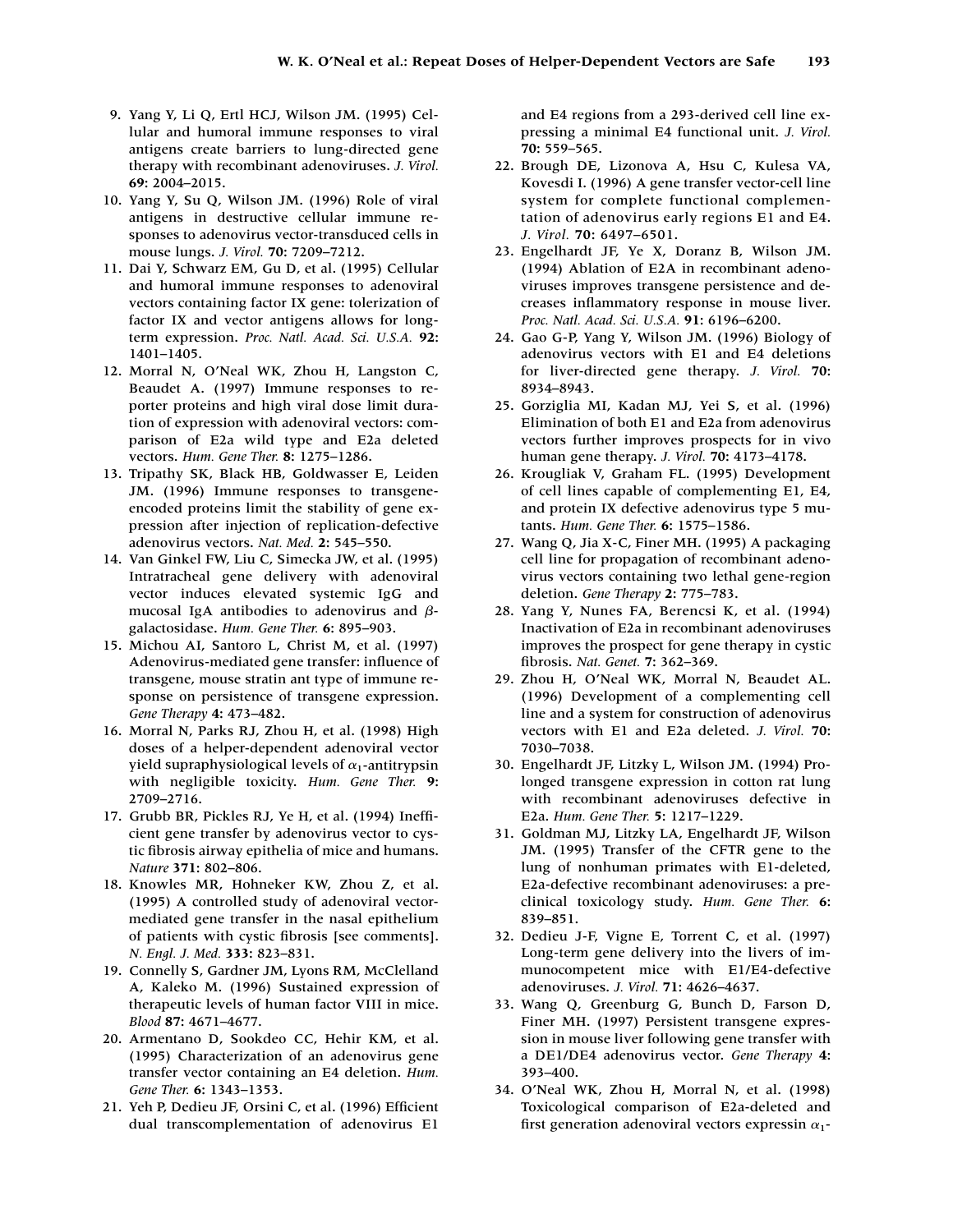9. Yang Y, Li Q, Ertl HCJ, Wilson JM. (1995) Cellular and humoral immune responses to viral antigens create barriers to lung-directed gene therapy with recombinant adenoviruses. *J. Virol.* **69**: 2004–2015.
10. Yang Y, Su Q, Wilson JM. (1996) Role of viral antigens in destructive cellular immune responses to adenovirus vector-transduced cells in mouse lungs. *J. Virol.* **70**: 7209–7212.
11. Dai Y, Schwarz EM, Gu D, et al. (1995) Cellular and humoral immune responses to adenoviral vectors containing factor IX gene: tolerization of factor IX and vector antigens allows for long-term expression. *Proc. Natl. Acad. Sci. U.S.A.* **92**: 1401–1405.
12. Morral N, O'Neal WK, Zhou H, Langston C, Beaudet A. (1997) Immune responses to reporter proteins and high viral dose limit duration of expression with adenoviral vectors: comparison of E2a wild type and E2a deleted vectors. *Hum. Gene Ther.* **8**: 1275–1286.
13. Tripathy SK, Black HB, Goldwasser E, Leiden JM. (1996) Immune responses to transgene-encoded proteins limit the stability of gene expression after injection of replication-defective adenovirus vectors. *Nat. Med.* **2**: 545–550.
14. Van Ginkel FW, Liu C, Simecka JW, et al. (1995) Intratracheal gene delivery with adenoviral vector induces elevated systemic IgG and mucosal IgA antibodies to adenovirus and $\beta$-galactosidase. *Hum. Gene Ther.* **6**: 895–903.
15. Michou AI, Santoro L, Christ M, et al. (1997) Adenovirus-mediated gene transfer: influence of transgene, mouse stratin ant type of immune response on persistence of transgene expression. *Gene Therapy* **4**: 473–482.
16. Morral N, Parks RJ, Zhou H, et al. (1998) High doses of a helper-dependent adenoviral vector yield supraphysiological levels of $\alpha_1$-antitrypsin with negligible toxicity. *Hum. Gene Ther.* **9**: 2709–2716.
17. Grubb BR, Pickles RJ, Ye H, et al. (1994) Inefficient gene transfer by adenovirus vector to cystic fibrosis airway epithelia of mice and humans. *Nature* **371**: 802–806.
18. Knowles MR, Hohneker KW, Zhou Z, et al. (1995) A controlled study of adenoviral vector-mediated gene transfer in the nasal epithelium of patients with cystic fibrosis [see comments]. *N. Engl. J. Med.* **333**: 823–831.
19. Connelly S, Gardner JM, Lyons RM, McClelland A, Kaleko M. (1996) Sustained expression of therapeutic levels of human factor VIII in mice. *Blood* **87**: 4671–4677.
20. Armentano D, Sookdeo CC, Hehir KM, et al. (1995) Characterization of an adenovirus gene transfer vector containing an E4 deletion. *Hum. Gene Ther.* **6**: 1343–1353.
21. Yeh P, Dedieu JF, Orsini C, et al. (1996) Efficient dual transcomplementation of adenovirus E1 and E4 regions from a 293-derived cell line expressing a minimal E4 functional unit. *J. Virol.* **70**: 559–565.
22. Brough DE, Lizonova A, Hsu C, Kulesa VA, Kovesdi I. (1996) A gene transfer vector-cell line system for complete functional complementation of adenovirus early regions E1 and E4. *J. Virol.* **70**: 6497–6501.
23. Engelhardt JF, Ye X, Doranz B, Wilson JM. (1994) Ablation of E2A in recombinant adenoviruses improves transgene persistence and decreases inflammatory response in mouse liver. *Proc. Natl. Acad. Sci. U.S.A.* **91**: 6196–6200.
24. Gao G-P, Yang Y, Wilson JM. (1996) Biology of adenovirus vectors with E1 and E4 deletions for liver-directed gene therapy. *J. Virol.* **70**: 8934–8943.
25. Gorziglia MI, Kadan MJ, Yei S, et al. (1996) Elimination of both E1 and E2a from adenovirus vectors further improves prospects for in vivo human gene therapy. *J. Virol.* **70**: 4173–4178.
26. Krougliak V, Graham FL. (1995) Development of cell lines capable of complementing E1, E4, and protein IX defective adenovirus type 5 mutants. *Hum. Gene Ther.* **6**: 1575–1586.
27. Wang Q, Jia X-C, Finer MH. (1995) A packaging cell line for propagation of recombinant adenovirus vectors containing two lethal gene-region deletion. *Gene Therapy* **2**: 775–783.
28. Yang Y, Nunes FA, Berencsi K, et al. (1994) Inactivation of E2a in recombinant adenoviruses improves the prospect for gene therapy in cystic fibrosis. *Nat. Genet.* **7**: 362–369.
29. Zhou H, O'Neal WK, Morral N, Beaudet AL. (1996) Development of a complementing cell line and a system for construction of adenovirus vectors with E1 and E2a deleted. *J. Virol.* **70**: 7030–7038.
30. Engelhardt JF, Litzky L, Wilson JM. (1994) Prolonged transgene expression in cotton rat lung with recombinant adenoviruses defective in E2a. *Hum. Gene Ther.* **5**: 1217–1229.
31. Goldman MJ, Litzky LA, Engelhardt JF, Wilson JM. (1995) Transfer of the CFTR gene to the lung of nonhuman primates with E1-deleted, E2a-defective recombinant adenoviruses: a preclinical toxicology study. *Hum. Gene Ther.* **6**: 839–851.
32. Dedieu J-F, Vigne E, Torrent C, et al. (1997) Long-term gene delivery into the livers of immunocompetent mice with E1/E4-defective adenoviruses. *J. Virol.* **71**: 4626–4637.
33. Wang Q, Greenburg G, Bunch D, Farson D, Finer MH. (1997) Persistent transgene expression in mouse liver following gene transfer with a DE1/DE4 adenovirus vector. *Gene Therapy* **4**: 393–400.
34. O'Neal WK, Zhou H, Morral N, et al. (1998) Toxicological comparison of E2a-deleted and first generation adenoviral vectors expressin $\alpha_1$-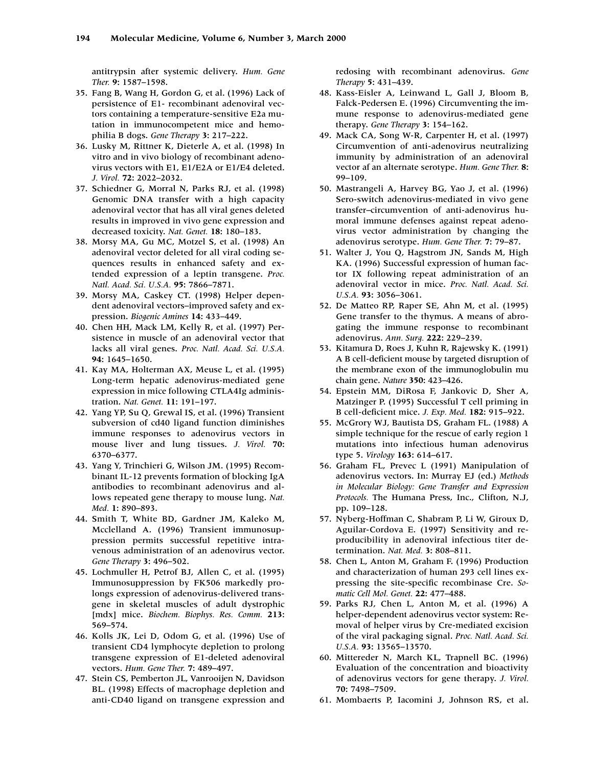antitrypsin after systemic delivery. *Hum. Gene Ther.* **9**: 1587–1598.

35. Fang B, Wang H, Gordon G, et al. (1996) Lack of persistence of E1- recombinant adenoviral vectors containing a temperature-sensitive E2a mutation in immunocompetent mice and hemophilia B dogs. *Gene Therapy* **3**: 217–222.
36. Lusky M, Rittner K, Dieterle A, et al. (1998) In vitro and in vivo biology of recombinant adenovirus vectors with E1, E1/E2A or E1/E4 deleted. *J. Virol.* **72**: 2022–2032.
37. Schiedner G, Morral N, Parks RJ, et al. (1998) Genomic DNA transfer with a high capacity adenoviral vector that has all viral genes deleted results in improved in vivo gene expression and decreased toxicity. *Nat. Genet.* **18**: 180–183.
38. Morsy MA, Gu MC, Motzel S, et al. (1998) An adenoviral vector deleted for all viral coding sequences results in enhanced safety and extended expression of a leptin transgene. *Proc. Natl. Acad. Sci. U.S.A.* **95**: 7866–7871.
39. Morsy MA, Caskey CT. (1998) Helper dependent adenoviral vectors–improved safety and expression. *Biogenic Amines* **14**: 433–449.
40. Chen HH, Mack LM, Kelly R, et al. (1997) Persistence in muscle of an adenoviral vector that lacks all viral genes. *Proc. Natl. Acad. Sci. U.S.A.* **94**: 1645–1650.
41. Kay MA, Holterman AX, Meuse L, et al. (1995) Long-term hepatic adenovirus-mediated gene expression in mice following CTLA4Ig administration. *Nat. Genet.* **11**: 191–197.
42. Yang YP, Su Q, Grewal IS, et al. (1996) Transient subversion of cd40 ligand function diminishes immune responses to adenovirus vectors in mouse liver and lung tissues. *J. Virol.* **70**: 6370–6377.
43. Yang Y, Trinchieri G, Wilson JM. (1995) Recombinant IL-12 prevents formation of blocking IgA antibodies to recombinant adenovirus and allows repeated gene therapy to mouse lung. *Nat. Med.* **1**: 890–893.
44. Smith T, White BD, Gardner JM, Kaleko M, Mcclelland A. (1996) Transient immunosuppression permits successful repetitive intravenous administration of an adenovirus vector. *Gene Therapy* **3**: 496–502.
45. Lochmuller H, Petrof BJ, Allen C, et al. (1995) Immunosuppression by FK506 markedly prolongs expression of adenovirus-delivered transgene in skeletal muscles of adult dystrophic [mdx] mice. *Biochem. Biophys. Res. Comm.* **213**: 569–574.
46. Kolls JK, Lei D, Odom G, et al. (1996) Use of transient CD4 lymphocyte depletion to prolong transgene expression of E1-deleted adenoviral vectors. *Hum. Gene Ther.* **7**: 489–497.
47. Stein CS, Pemberton JL, Vanrooijen N, Davidson BL. (1998) Effects of macrophage depletion and anti-CD40 ligand on transgene expression and redosing with recombinant adenovirus. *Gene Therapy* **5**: 431–439.
48. Kass-Eisler A, Leinwand L, Gall J, Bloom B, Falck-Pedersen E. (1996) Circumventing the immune response to adenovirus-mediated gene therapy. *Gene Therapy* **3**: 154–162.
49. Mack CA, Song W-R, Carpenter H, et al. (1997) Circumvention of anti-adenovirus neutralizing immunity by administration of an adenoviral vector af an alternate serotype. *Hum. Gene Ther.* **8**: 99–109.
50. Mastrangeli A, Harvey BG, Yao J, et al. (1996) Sero-switch adenovirus-mediated in vivo gene transfer–circumvention of anti-adenovirus humoral immune defenses against repeat adenovirus vector administration by changing the adenovirus serotype. *Hum. Gene Ther.* **7**: 79–87.
51. Walter J, You Q, Hagstrom JN, Sands M, High KA. (1996) Successful expression of human factor IX following repeat administration of an adenoviral vector in mice. *Proc. Natl. Acad. Sci. U.S.A.* **93**: 3056–3061.
52. De Matteo RP, Raper SE, Ahn M, et al. (1995) Gene transfer to the thymus. A means of abrogating the immune response to recombinant adenovirus. *Ann. Surg.* **222**: 229–239.
53. Kitamura D, Roes J, Kuhn R, Rajewsky K. (1991) A B cell-deficient mouse by targeted disruption of the membrane exon of the immunoglobulin mu chain gene. *Nature* **350**: 423–426.
54. Epstein MM, DiRosa F, Jankovic D, Sher A, Matzinger P. (1995) Successful T cell priming in B cell-deficient mice. *J. Exp. Med.* **182**: 915–922.
55. McGrory WJ, Bautista DS, Graham FL. (1988) A simple technique for the rescue of early region 1 mutations into infectious human adenovirus type 5. *Virology* **163**: 614–617.
56. Graham FL, Prevec L (1991) Manipulation of adenovirus vectors. In: Murray EJ (ed.) *Methods in Molecular Biology: Gene Transfer and Expression Protocols.* The Humana Press, Inc., Clifton, N.J, pp. 109–128.
57. Nyberg-Hoffman C, Shabram P, Li W, Giroux D, Aguilar-Cordova E. (1997) Sensitivity and reproducibility in adenoviral infectious titer determination. *Nat. Med.* **3**: 808–811.
58. Chen L, Anton M, Graham F. (1996) Production and characterization of human 293 cell lines expressing the site-specific recombinase Cre. *Somatic Cell Mol. Genet.* **22**: 477–488.
59. Parks RJ, Chen L, Anton M, et al. (1996) A helper-dependent adenovirus vector system: Removal of helper virus by Cre-mediated excision of the viral packaging signal. *Proc. Natl. Acad. Sci. U.S.A.* **93**: 13565–13570.
60. Mittereder N, March KL, Trapnell BC. (1996) Evaluation of the concentration and bioactivity of adenovirus vectors for gene therapy. *J. Virol.* **70**: 7498–7509.
61. Mombaerts P, Iacomini J, Johnson RS, et al.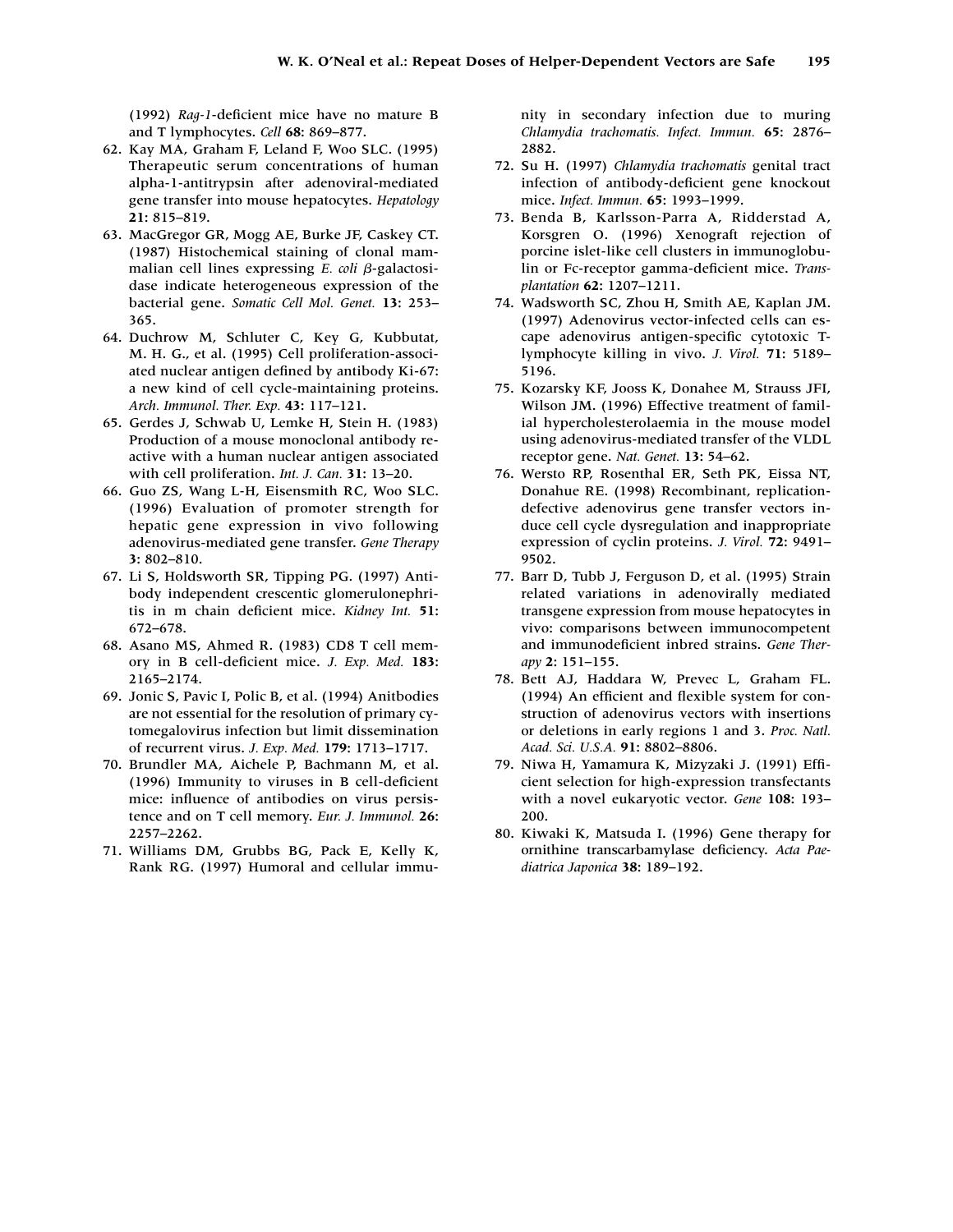(1992) *Rag-1*-deficient mice have no mature B and T lymphocytes. *Cell* **68**: 869–877.

62. Kay MA, Graham F, Leland F, Woo SLC. (1995) Therapeutic serum concentrations of human alpha-1-antitrypsin after adenoviral-mediated gene transfer into mouse hepatocytes. *Hepatology* **21**: 815–819.
63. MacGregor GR, Mogg AE, Burke JF, Caskey CT. (1987) Histochemical staining of clonal mammalian cell lines expressing *E. coli* $\beta$-galactosidase indicate heterogeneous expression of the bacterial gene. *Somatic Cell Mol. Genet.* **13**: 253–365.
64. Duchrow M, Schluter C, Key G, Kubbutat, M. H. G., et al. (1995) Cell proliferation-associated nuclear antigen defined by antibody Ki-67: a new kind of cell cycle-maintaining proteins. *Arch. Immunol. Ther. Exp.* **43**: 117–121.
65. Gerdes J, Schwab U, Lemke H, Stein H. (1983) Production of a mouse monoclonal antibody reactive with a human nuclear antigen associated with cell proliferation. *Int. J. Can.* **31**: 13–20.
66. Guo ZS, Wang L-H, Eisensmith RC, Woo SLC. (1996) Evaluation of promoter strength for hepatic gene expression in vivo following adenovirus-mediated gene transfer. *Gene Therapy* **3**: 802–810.
67. Li S, Holdsworth SR, Tipping PG. (1997) Antibody independent crescentic glomerulonephritis in m chain deficient mice. *Kidney Int.* **51**: 672–678.
68. Asano MS, Ahmed R. (1983) CD8 T cell memory in B cell-deficient mice. *J. Exp. Med.* **183**: 2165–2174.
69. Jonic S, Pavic I, Polic B, et al. (1994) Anitbodies are not essential for the resolution of primary cytomegalovirus infection but limit dissemination of recurrent virus. *J. Exp. Med.* **179**: 1713–1717.
70. Brundler MA, Aichele P, Bachmann M, et al. (1996) Immunity to viruses in B cell-deficient mice: influence of antibodies on virus persistence and on T cell memory. *Eur. J. Immunol.* **26**: 2257–2262.
71. Williams DM, Grubbs BG, Pack E, Kelly K, Rank RG. (1997) Humoral and cellular immunity in secondary infection due to muring *Chlamydia trachomatis. Infect. Immun.* **65**: 2876–2882.
72. Su H. (1997) *Chlamydia trachomatis* genital tract infection of antibody-deficient gene knockout mice. *Infect. Immun.* **65**: 1993–1999.
73. Benda B, Karlsson-Parra A, Ridderstad A, Korsgren O. (1996) Xenograft rejection of porcine islet-like cell clusters in immunoglobulin or Fc-receptor gamma-deficient mice. *Transplantation* **62**: 1207–1211.
74. Wadsworth SC, Zhou H, Smith AE, Kaplan JM. (1997) Adenovirus vector-infected cells can escape adenovirus antigen-specific cytotoxic T-lymphocyte killing in vivo. *J. Virol.* **71**: 5189–5196.
75. Kozarsky KF, Jooss K, Donahee M, Strauss JFI, Wilson JM. (1996) Effective treatment of familial hypercholesterolaemia in the mouse model using adenovirus-mediated transfer of the VLDL receptor gene. *Nat. Genet.* **13**: 54–62.
76. Wersto RP, Rosenthal ER, Seth PK, Eissa NT, Donahue RE. (1998) Recombinant, replication-defective adenovirus gene transfer vectors induce cell cycle dysregulation and inappropriate expression of cyclin proteins. *J. Virol.* **72**: 9491–9502.
77. Barr D, Tubb J, Ferguson D, et al. (1995) Strain related variations in adenovirally mediated transgene expression from mouse hepatocytes in vivo: comparisons between immunocompetent and immunodeficient inbred strains. *Gene Therapy* **2**: 151–155.
78. Bett AJ, Haddara W, Prevec L, Graham FL. (1994) An efficient and flexible system for construction of adenovirus vectors with insertions or deletions in early regions 1 and 3. *Proc. Natl. Acad. Sci. U.S.A.* **91**: 8802–8806.
79. Niwa H, Yamamura K, Mizyzaki J. (1991) Efficient selection for high-expression transfectants with a novel eukaryotic vector. *Gene* **108**: 193–200.
80. Kiwaki K, Matsuda I. (1996) Gene therapy for ornithine transcarbamylase deficiency. *Acta Paediatrica Japonica* **38**: 189–192.